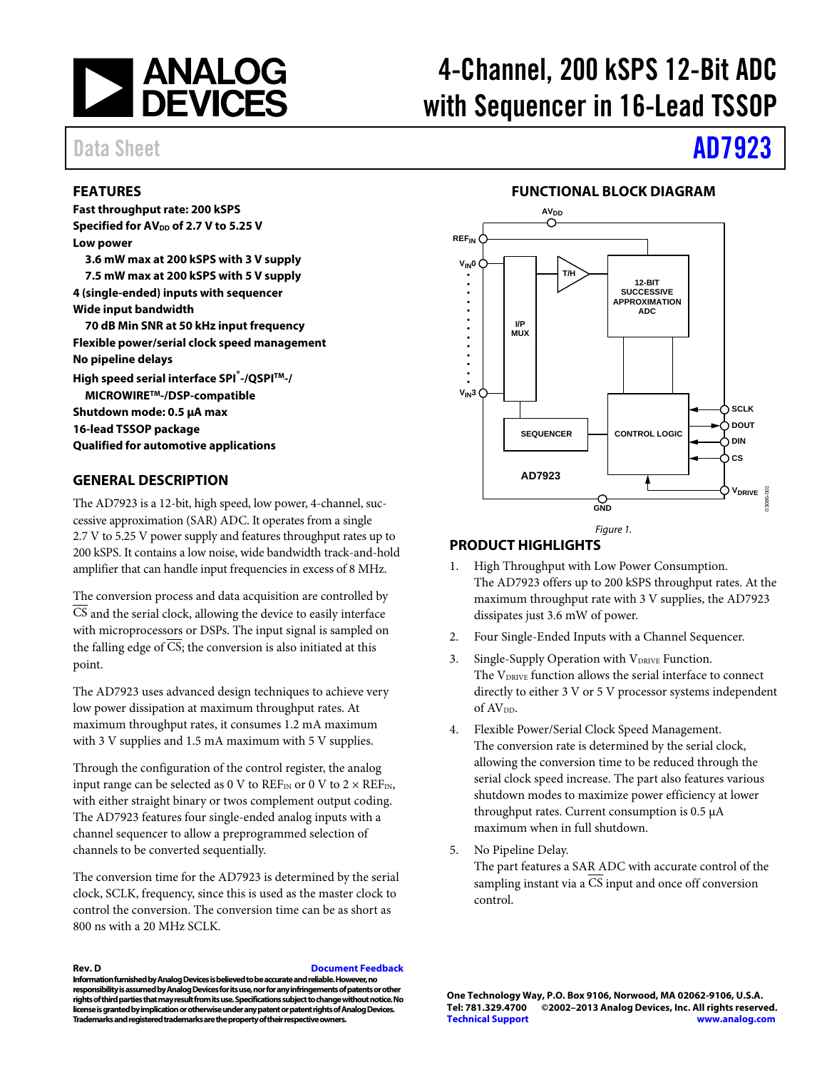# 4-Channel, 200 kSPS 12-Bit ADC with Sequencer in 16-Lead TSSOP

Data Sheet **AD7923**

## FEATURES

**Fast throughput rate: 200 kSPS**
**Specified for $AV_{DD}$ of 2.7 V to 5.25 V**
**Low power**
- **3.6 mW max at 200 kSPS with 3 V supply**
- **7.5 mW max at 200 kSPS with 5 V supply**

**4 (single-ended) inputs with sequencer**
**Wide input bandwidth**
- **70 dB Min SNR at 50 kHz input frequency**

**Flexible power/serial clock speed management**
**No pipeline delays**
**High speed serial interface SPI®-/QSPI™-/MICROWIRE™-/DSP-compatible**
**Shutdown mode: 0.5 µA max**
**16-lead TSSOP package**
**Qualified for automotive applications**

## GENERAL DESCRIPTION

The AD7923 is a 12-bit, high speed, low power, 4-channel, successive approximation (SAR) ADC. It operates from a single 2.7 V to 5.25 V power supply and features throughput rates up to 200 kSPS. It contains a low noise, wide bandwidth track-and-hold amplifier that can handle input frequencies in excess of 8 MHz.

The conversion process and data acquisition are controlled by $\overline{CS}$ and the serial clock, allowing the device to easily interface with microprocessors or DSPs. The input signal is sampled on the falling edge of $\overline{CS}$; the conversion is also initiated at this point.

The AD7923 uses advanced design techniques to achieve very low power dissipation at maximum throughput rates. At maximum throughput rates, it consumes 1.2 mA maximum with 3 V supplies and 1.5 mA maximum with 5 V supplies.

Through the configuration of the control register, the analog input range can be selected as 0 V to $REF_{IN}$ or 0 V to 2 × $REF_{IN}$, with either straight binary or twos complement output coding. The AD7923 features four single-ended analog inputs with a channel sequencer to allow a preprogrammed selection of channels to be converted sequentially.

The conversion time for the AD7923 is determined by the serial clock, SCLK, frequency, since this is used as the master clock to control the conversion. The conversion time can be as short as 800 ns with a 20 MHz SCLK.

## FUNCTIONAL BLOCK DIAGRAM

Figure 1.

## PRODUCT HIGHLIGHTS

1. High Throughput with Low Power Consumption.
   The AD7923 offers up to 200 kSPS throughput rates. At the maximum throughput rate with 3 V supplies, the AD7923 dissipates just 3.6 mW of power.
2. Four Single-Ended Inputs with a Channel Sequencer.
3. Single-Supply Operation with $V_{DRIVE}$ Function.
   The $V_{DRIVE}$ function allows the serial interface to connect directly to either 3 V or 5 V processor systems independent of $AV_{DD}$.
4. Flexible Power/Serial Clock Speed Management.
   The conversion rate is determined by the serial clock, allowing the conversion time to be reduced through the serial clock speed increase. The part also features various shutdown modes to maximize power efficiency at lower throughput rates. Current consumption is 0.5 µA maximum when in full shutdown.
5. No Pipeline Delay.
   The part features a SAR ADC with accurate control of the sampling instant via a $\overline{CS}$ input and once off conversion control.

Rev. D Document Feedback

Information furnished by Analog Devices is believed to be accurate and reliable. However, no responsibility is assumed by Analog Devices for its use, nor for any infringements of patents or other rights of third parties that may result from its use. Specifications subject to change without notice. No license is granted by implication or otherwise under any patent or patent rights of Analog Devices. Trademarks and registered trademarks are the property of their respective owners.

One Technology Way, P.O. Box 9106, Norwood, MA 02062-9106, U.S.A.
Tel: 781.329.4700 ©2002–2013 Analog Devices, Inc. All rights reserved.
Technical Support www.analog.com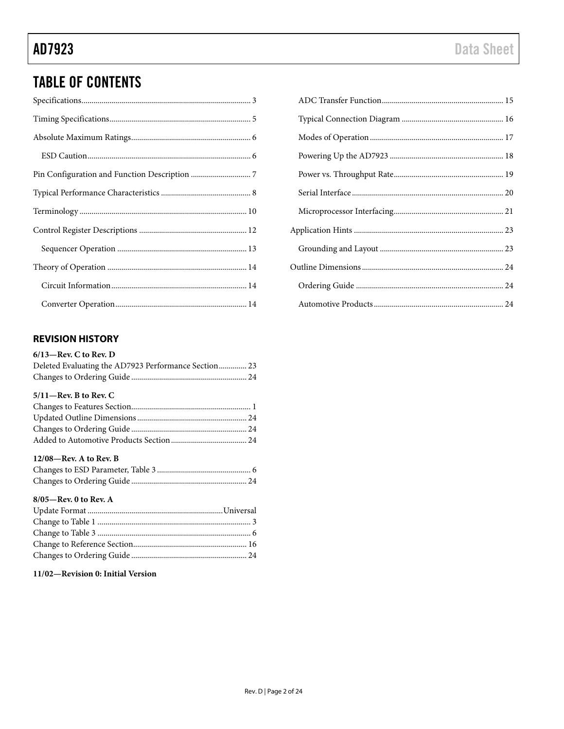# TABLE OF CONTENTS

Specifications ... 3
Timing Specifications ... 5
Absolute Maximum Ratings ... 6
  ESD Caution ... 6
Pin Configuration and Function Description ... 7
Typical Performance Characteristics ... 8
Terminology ... 10
Control Register Descriptions ... 12
  Sequencer Operation ... 13
Theory of Operation ... 14
  Circuit Information ... 14
  Converter Operation ... 14
  ADC Transfer Function ... 15
  Typical Connection Diagram ... 16
  Modes of Operation ... 17
  Powering Up the AD7923 ... 18
  Power vs. Throughput Rate ... 19
  Serial Interface ... 20
  Microprocessor Interfacing ... 21
Application Hints ... 23
  Grounding and Layout ... 23
Outline Dimensions ... 24
  Ordering Guide ... 24
  Automotive Products ... 24

## REVISION HISTORY

**6/13—Rev. C to Rev. D**

Deleted Evaluating the AD7923 Performance Section ... 23
Changes to Ordering Guide ... 24

**5/11—Rev. B to Rev. C**

Changes to Features Section ... 1
Updated Outline Dimensions ... 24
Changes to Ordering Guide ... 24
Added to Automotive Products Section ... 24

**12/08—Rev. A to Rev. B**

Changes to ESD Parameter, Table 3 ... 6
Changes to Ordering Guide ... 24

**8/05—Rev. 0 to Rev. A**

Update Format ... Universal
Change to Table 1 ... 3
Change to Table 3 ... 6
Change to Reference Section ... 16
Changes to Ordering Guide ... 24

**11/02—Revision 0: Initial Version**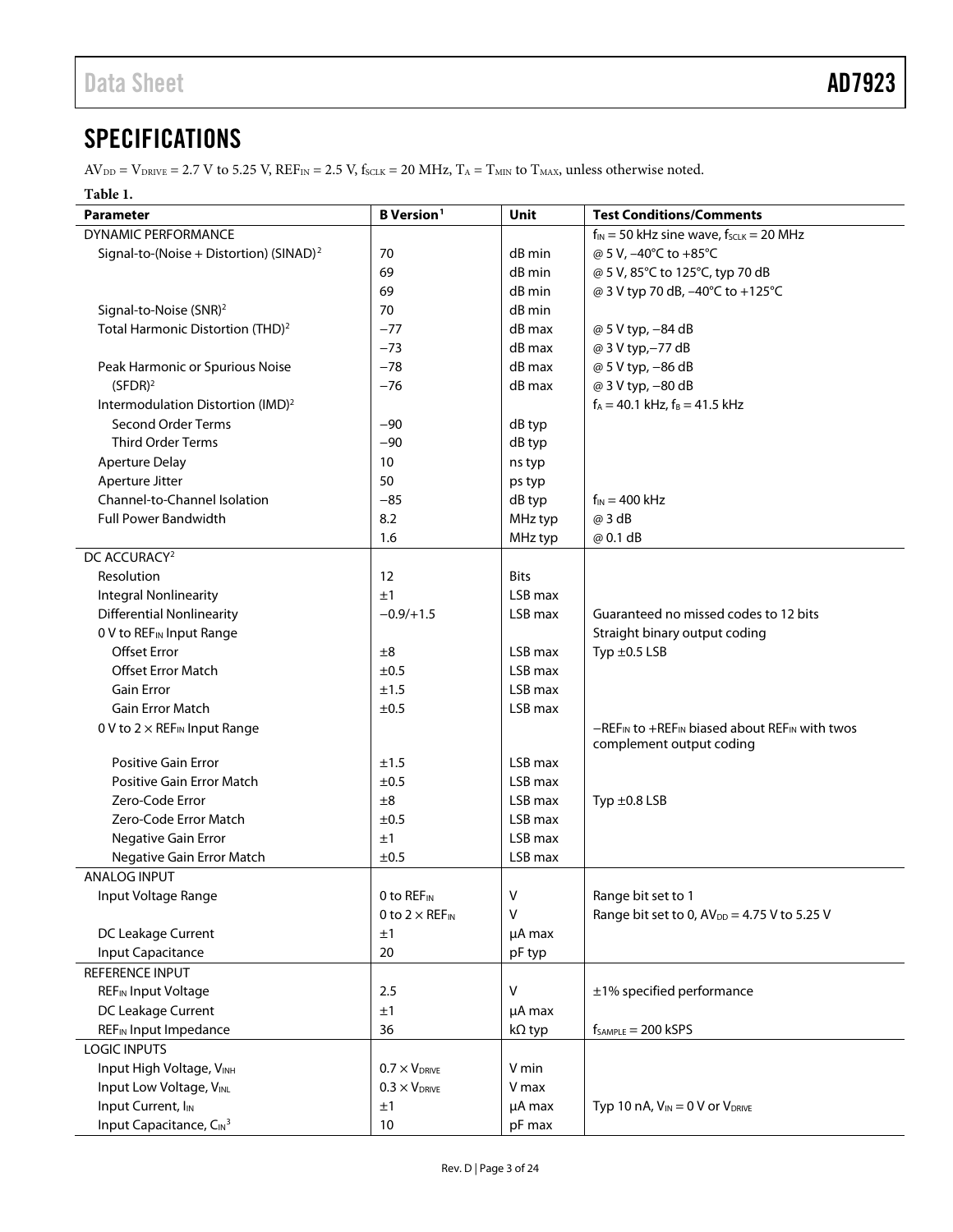# SPECIFICATIONS

$AV_{DD}$ = $V_{DRIVE}$ = 2.7 V to 5.25 V, $REF_{IN}$ = 2.5 V, $f_{SCLK}$ = 20 MHz, $T_A$ = $T_{MIN}$ to $T_{MAX}$, unless otherwise noted.

**Table 1.**

| Parameter | B Version[1] | Unit | Test Conditions/Comments |
|---|---|---|---|
| DYNAMIC PERFORMANCE | | | $f_{IN}$ = 50 kHz sine wave, $f_{SCLK}$ = 20 MHz |
| Signal-to-(Noise + Distortion) (SINAD)[2] | 70 | dB min | @ 5 V, −40°C to +85°C |
| | 69 | dB min | @ 5 V, 85°C to 125°C, typ 70 dB |
| | 69 | dB min | @ 3 V typ 70 dB, −40°C to +125°C |
| Signal-to-Noise (SNR)[2] | 70 | dB min | |
| Total Harmonic Distortion (THD)[2] | −77 | dB max | @ 5 V typ, −84 dB |
| | −73 | dB max | @ 3 V typ,−77 dB |
| Peak Harmonic or Spurious Noise | −78 | dB max | @ 5 V typ, −86 dB |
| (SFDR)[2] | −76 | dB max | @ 3 V typ, −80 dB |
| Intermodulation Distortion (IMD)[2] | | | $f_A$ = 40.1 kHz, $f_B$ = 41.5 kHz |
| Second Order Terms | −90 | dB typ | |
| Third Order Terms | −90 | dB typ | |
| Aperture Delay | 10 | ns typ | |
| Aperture Jitter | 50 | ps typ | |
| Channel-to-Channel Isolation | −85 | dB typ | $f_{IN}$ = 400 kHz |
| Full Power Bandwidth | 8.2 | MHz typ | @ 3 dB |
| | 1.6 | MHz typ | @ 0.1 dB |
| DC ACCURACY[2] | | | |
| Resolution | 12 | Bits | |
| Integral Nonlinearity | ±1 | LSB max | |
| Differential Nonlinearity | −0.9/+1.5 | LSB max | Guaranteed no missed codes to 12 bits |
| 0 V to $REF_{IN}$ Input Range | | | Straight binary output coding |
| Offset Error | ±8 | LSB max | Typ ±0.5 LSB |
| Offset Error Match | ±0.5 | LSB max | |
| Gain Error | ±1.5 | LSB max | |
| Gain Error Match | ±0.5 | LSB max | |
| 0 V to 2 × $REF_{IN}$ Input Range | | | −$REF_{IN}$ to +$REF_{IN}$ biased about $REF_{IN}$ with twos complement output coding |
| Positive Gain Error | ±1.5 | LSB max | |
| Positive Gain Error Match | ±0.5 | LSB max | |
| Zero-Code Error | ±8 | LSB max | Typ ±0.8 LSB |
| Zero-Code Error Match | ±0.5 | LSB max | |
| Negative Gain Error | ±1 | LSB max | |
| Negative Gain Error Match | ±0.5 | LSB max | |
| ANALOG INPUT | | | |
| Input Voltage Range | 0 to $REF_{IN}$ | V | Range bit set to 1 |
| | 0 to 2 × $REF_{IN}$ | V | Range bit set to 0, $AV_{DD}$ = 4.75 V to 5.25 V |
| DC Leakage Current | ±1 | µA max | |
| Input Capacitance | 20 | pF typ | |
| REFERENCE INPUT | | | |
| $REF_{IN}$ Input Voltage | 2.5 | V | ±1% specified performance |
| DC Leakage Current | ±1 | µA max | |
| $REF_{IN}$ Input Impedance | 36 | kΩ typ | $f_{SAMPLE}$ = 200 kSPS |
| LOGIC INPUTS | | | |
| Input High Voltage, $V_{INH}$ | 0.7 × $V_{DRIVE}$ | V min | |
| Input Low Voltage, $V_{INL}$ | 0.3 × $V_{DRIVE}$ | V max | |
| Input Current, $I_{IN}$ | ±1 | µA max | Typ 10 nA, $V_{IN}$ = 0 V or $V_{DRIVE}$ |
| Input Capacitance, $C_{IN}$[3] | 10 | pF max | |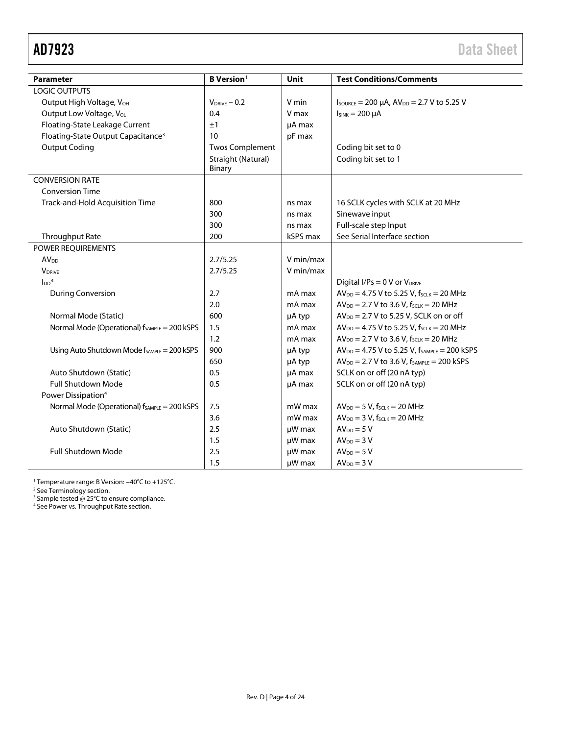| Parameter | B Version[1] | Unit | Test Conditions/Comments |
|---|---|---|---|
| LOGIC OUTPUTS | | | |
| Output High Voltage, $V_{OH}$ | $V_{DRIVE} - 0.2$ | V min | $I_{SOURCE}$ = 200 µA, $AV_{DD}$ = 2.7 V to 5.25 V |
| Output Low Voltage, $V_{OL}$ | 0.4 | V max | $I_{SINK}$ = 200 µA |
| Floating-State Leakage Current | ±1 | µA max | |
| Floating-State Output Capacitance[3] | 10 | pF max | |
| Output Coding | Twos Complement | | Coding bit set to 0 |
| | Straight (Natural) Binary | | Coding bit set to 1 |
| CONVERSION RATE | | | |
| Conversion Time | | | |
| Track-and-Hold Acquisition Time | 800 | ns max | 16 SCLK cycles with SCLK at 20 MHz |
| | 300 | ns max | Sinewave input |
| | 300 | ns max | Full-scale step Input |
| Throughput Rate | 200 | kSPS max | See Serial Interface section |
| POWER REQUIREMENTS | | | |
| $AV_{DD}$ | 2.7/5.25 | V min/max | |
| $V_{DRIVE}$ | 2.7/5.25 | V min/max | |
| $I_{DD}$[4] | | | Digital I/Ps = 0 V or $V_{DRIVE}$ |
| During Conversion | 2.7 | mA max | $AV_{DD}$ = 4.75 V to 5.25 V, $f_{SCLK}$ = 20 MHz |
| | 2.0 | mA max | $AV_{DD}$ = 2.7 V to 3.6 V, $f_{SCLK}$ = 20 MHz |
| Normal Mode (Static) | 600 | µA typ | $AV_{DD}$ = 2.7 V to 5.25 V, SCLK on or off |
| Normal Mode (Operational) $f_{SAMPLE}$ = 200 kSPS | 1.5 | mA max | $AV_{DD}$ = 4.75 V to 5.25 V, $f_{SCLK}$ = 20 MHz |
| | 1.2 | mA max | $AV_{DD}$ = 2.7 V to 3.6 V, $f_{SCLK}$ = 20 MHz |
| Using Auto Shutdown Mode $f_{SAMPLE}$ = 200 kSPS | 900 | µA typ | $AV_{DD}$ = 4.75 V to 5.25 V, $f_{SAMPLE}$ = 200 kSPS |
| | 650 | µA typ | $AV_{DD}$ = 2.7 V to 3.6 V, $f_{SAMPLE}$ = 200 kSPS |
| Auto Shutdown (Static) | 0.5 | µA max | SCLK on or off (20 nA typ) |
| Full Shutdown Mode | 0.5 | µA max | SCLK on or off (20 nA typ) |
| Power Dissipation[4] | | | |
| Normal Mode (Operational) $f_{SAMPLE}$ = 200 kSPS | 7.5 | mW max | $AV_{DD}$ = 5 V, $f_{SCLK}$ = 20 MHz |
| | 3.6 | mW max | $AV_{DD}$ = 3 V, $f_{SCLK}$ = 20 MHz |
| Auto Shutdown (Static) | 2.5 | µW max | $AV_{DD}$ = 5 V |
| | 1.5 | µW max | $AV_{DD}$ = 3 V |
| Full Shutdown Mode | 2.5 | µW max | $AV_{DD}$ = 5 V |
| | 1.5 | µW max | $AV_{DD}$ = 3 V |

[1] Temperature range: B Version: −40°C to +125°C.
[2] See Terminology section.
[3] Sample tested @ 25°C to ensure compliance.
[4] See Power vs. Throughput Rate section.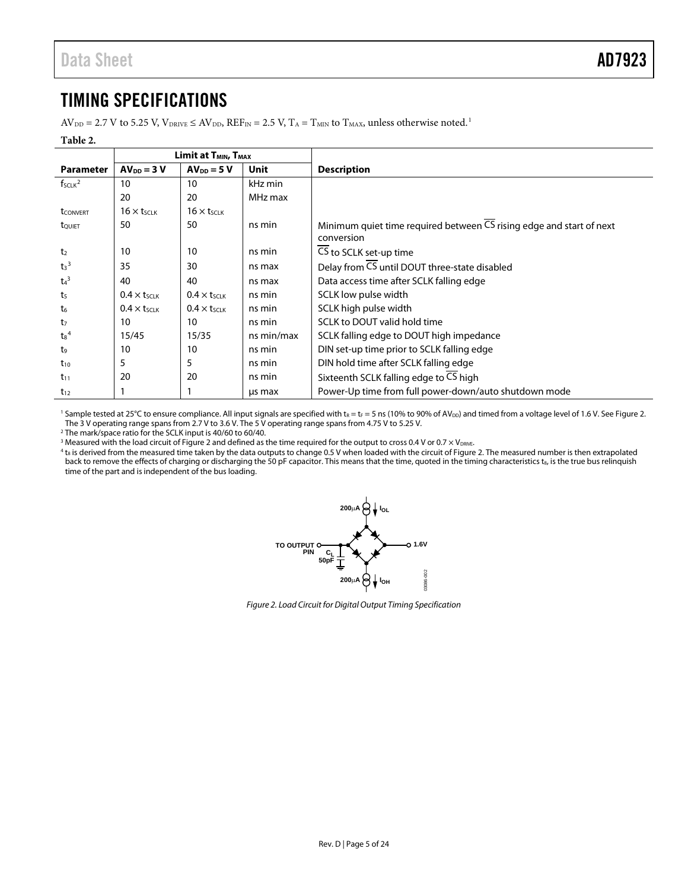# TIMING SPECIFICATIONS

$AV_{DD}$ = 2.7 V to 5.25 V, $V_{DRIVE} \leq AV_{DD}$, $REF_{IN}$ = 2.5 V, $T_A = T_{MIN}$ to $T_{MAX}$, unless otherwise noted.[1]

**Table 2.**

| | Limit at $T_{MIN}$, $T_{MAX}$ | | | |
|---|---|---|---|---|
| **Parameter** | **$AV_{DD}$ = 3 V** | **$AV_{DD}$ = 5 V** | **Unit** | **Description** |
| $f_{SCLK}$[2] | 10 | 10 | kHz min | |
| | 20 | 20 | MHz max | |
| $t_{CONVERT}$ | $16 \times t_{SCLK}$ | $16 \times t_{SCLK}$ | | |
| $t_{QUIET}$ | 50 | 50 | ns min | Minimum quiet time required between $\overline{CS}$ rising edge and start of next conversion |
| $t_2$ | 10 | 10 | ns min | $\overline{CS}$ to SCLK set-up time |
| $t_3$[3] | 35 | 30 | ns max | Delay from $\overline{CS}$ until DOUT three-state disabled |
| $t_4$[3] | 40 | 40 | ns max | Data access time after SCLK falling edge |
| $t_5$ | $0.4 \times t_{SCLK}$ | $0.4 \times t_{SCLK}$ | ns min | SCLK low pulse width |
| $t_6$ | $0.4 \times t_{SCLK}$ | $0.4 \times t_{SCLK}$ | ns min | SCLK high pulse width |
| $t_7$ | 10 | 10 | ns min | SCLK to DOUT valid hold time |
| $t_8$[4] | 15/45 | 15/35 | ns min/max | SCLK falling edge to DOUT high impedance |
| $t_9$ | 10 | 10 | ns min | DIN set-up time prior to SCLK falling edge |
| $t_{10}$ | 5 | 5 | ns min | DIN hold time after SCLK falling edge |
| $t_{11}$ | 20 | 20 | ns min | Sixteenth SCLK falling edge to $\overline{CS}$ high |
| $t_{12}$ | 1 | 1 | µs max | Power-Up time from full power-down/auto shutdown mode |

[1] Sample tested at 25°C to ensure compliance. All input signals are specified with $t_R = t_F$ = 5 ns (10% to 90% of $AV_{DD}$) and timed from a voltage level of 1.6 V. See Figure 2. The 3 V operating range spans from 2.7 V to 3.6 V. The 5 V operating range spans from 4.75 V to 5.25 V.

[2] The mark/space ratio for the SCLK input is 40/60 to 60/40.

[3] Measured with the load circuit of Figure 2 and defined as the time required for the output to cross 0.4 V or $0.7 \times V_{DRIVE}$.

[4] $t_8$ is derived from the measured time taken by the data outputs to change 0.5 V when loaded with the circuit of Figure 2. The measured number is then extrapolated back to remove the effects of charging or discharging the 50 pF capacitor. This means that the time, quoted in the timing characteristics $t_8$, is the true bus relinquish time of the part and is independent of the bus loading.

*Figure 2. Load Circuit for Digital Output Timing Specification*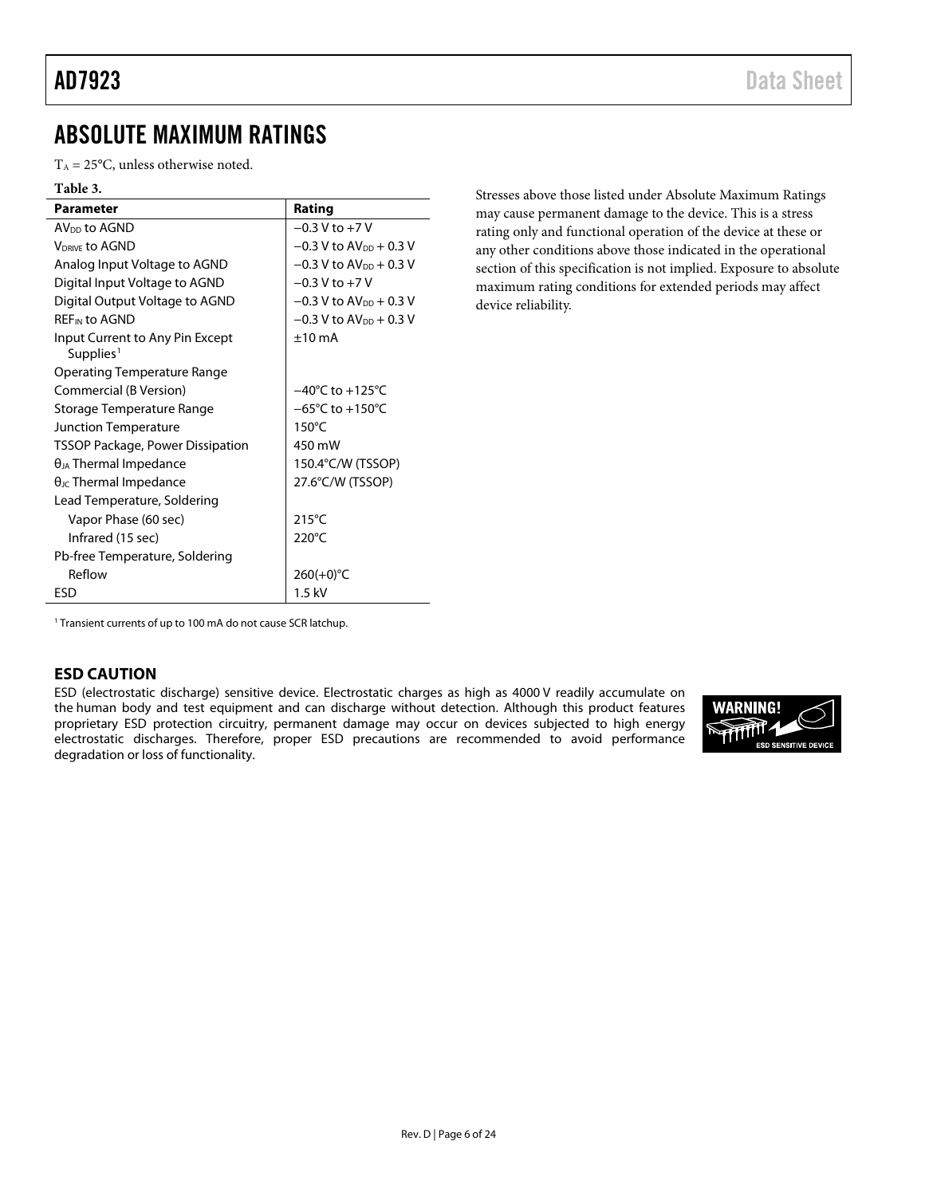# ABSOLUTE MAXIMUM RATINGS

$T_A$ = 25°C, unless otherwise noted.

**Table 3.**

| Parameter | Rating |
|---|---|
| $AV_{DD}$ to AGND | −0.3 V to +7 V |
| $V_{DRIVE}$ to AGND | −0.3 V to $AV_{DD}$ + 0.3 V |
| Analog Input Voltage to AGND | −0.3 V to $AV_{DD}$ + 0.3 V |
| Digital Input Voltage to AGND | −0.3 V to +7 V |
| Digital Output Voltage to AGND | −0.3 V to $AV_{DD}$ + 0.3 V |
| $REF_{IN}$ to AGND | −0.3 V to $AV_{DD}$ + 0.3 V |
| Input Current to Any Pin Except Supplies[1] | ±10 mA |
| Operating Temperature Range | |
| Commercial (B Version) | −40°C to +125°C |
| Storage Temperature Range | −65°C to +150°C |
| Junction Temperature | 150°C |
| TSSOP Package, Power Dissipation | 450 mW |
| $\theta_{JA}$ Thermal Impedance | 150.4°C/W (TSSOP) |
| $\theta_{JC}$ Thermal Impedance | 27.6°C/W (TSSOP) |
| Lead Temperature, Soldering | |
| Vapor Phase (60 sec) | 215°C |
| Infrared (15 sec) | 220°C |
| Pb-free Temperature, Soldering | |
| Reflow | 260(+0)°C |
| ESD | 1.5 kV |

[1] Transient currents of up to 100 mA do not cause SCR latchup.

Stresses above those listed under Absolute Maximum Ratings may cause permanent damage to the device. This is a stress rating only and functional operation of the device at these or any other conditions above those indicated in the operational section of this specification is not implied. Exposure to absolute maximum rating conditions for extended periods may affect device reliability.

## ESD CAUTION

ESD (electrostatic discharge) sensitive device. Electrostatic charges as high as 4000 V readily accumulate on the human body and test equipment and can discharge without detection. Although this product features proprietary ESD protection circuitry, permanent damage may occur on devices subjected to high energy electrostatic discharges. Therefore, proper ESD precautions are recommended to avoid performance degradation or loss of functionality.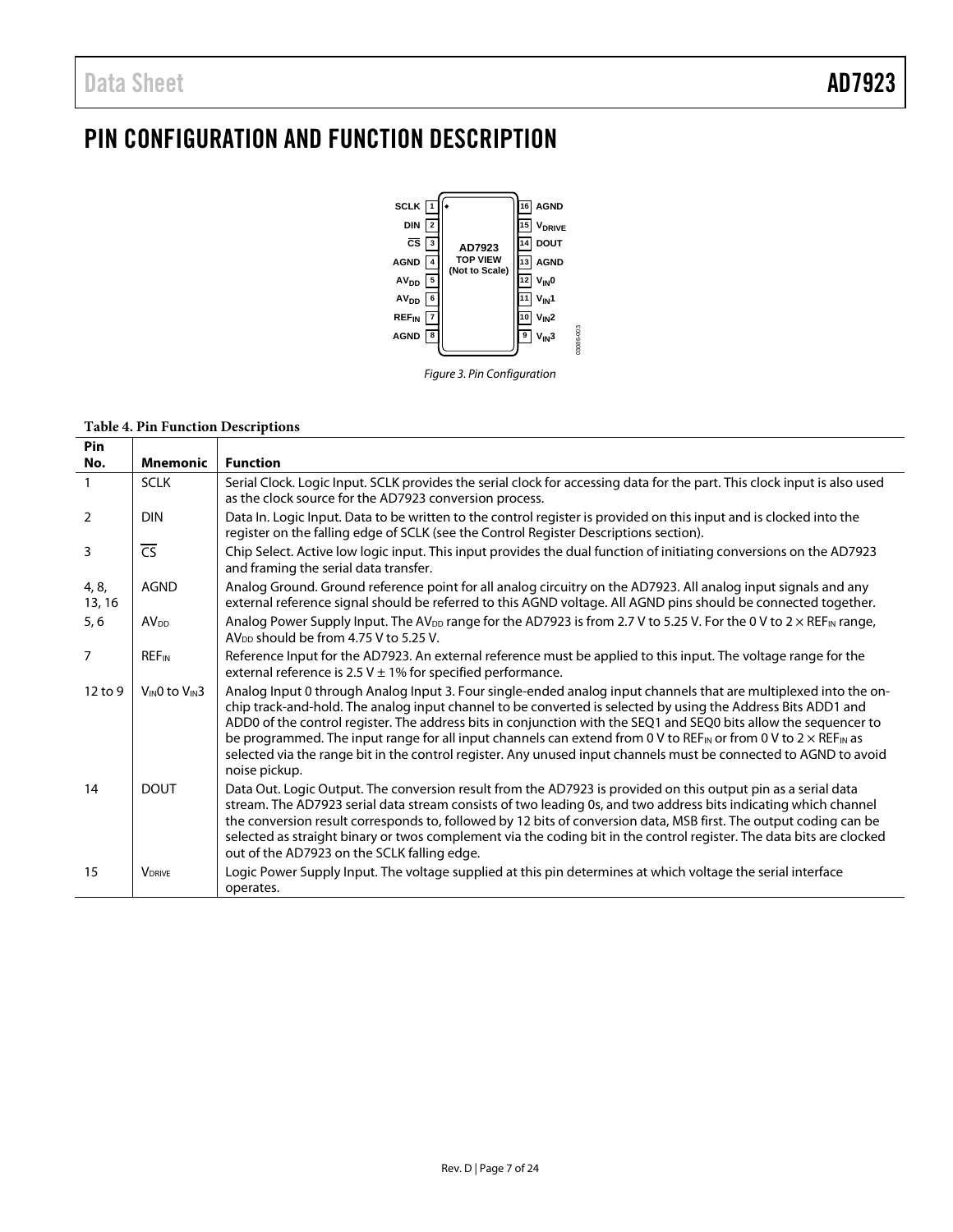# PIN CONFIGURATION AND FUNCTION DESCRIPTION

| Pin | Left | | Right | Pin |
|---|---|---|---|---|
| 1 | SCLK | | AGND | 16 |
| 2 | DIN | | $V_{DRIVE}$ | 15 |
| 3 | $\overline{CS}$ | | DOUT | 14 |
| 4 | AGND | AD7923 TOP VIEW (Not to Scale) | AGND | 13 |
| 5 | $AV_{DD}$ | | $V_{IN}0$ | 12 |
| 6 | $AV_{DD}$ | | $V_{IN}1$ | 11 |
| 7 | $REF_{IN}$ | | $V_{IN}2$ | 10 |
| 8 | AGND | | $V_{IN}3$ | 9 |

*Figure 3. Pin Configuration*

**Table 4. Pin Function Descriptions**

| Pin No. | Mnemonic | Function |
|---|---|---|
| 1 | SCLK | Serial Clock. Logic Input. SCLK provides the serial clock for accessing data for the part. This clock input is also used as the clock source for the AD7923 conversion process. |
| 2 | DIN | Data In. Logic Input. Data to be written to the control register is provided on this input and is clocked into the register on the falling edge of SCLK (see the Control Register Descriptions section). |
| 3 | $\overline{CS}$ | Chip Select. Active low logic input. This input provides the dual function of initiating conversions on the AD7923 and framing the serial data transfer. |
| 4, 8, 13, 16 | AGND | Analog Ground. Ground reference point for all analog circuitry on the AD7923. All analog input signals and any external reference signal should be referred to this AGND voltage. All AGND pins should be connected together. |
| 5, 6 | $AV_{DD}$ | Analog Power Supply Input. The $AV_{DD}$ range for the AD7923 is from 2.7 V to 5.25 V. For the 0 V to 2 × $REF_{IN}$ range, $AV_{DD}$ should be from 4.75 V to 5.25 V. |
| 7 | $REF_{IN}$ | Reference Input for the AD7923. An external reference must be applied to this input. The voltage range for the external reference is 2.5 V ± 1% for specified performance. |
| 12 to 9 | $V_{IN}0$ to $V_{IN}3$ | Analog Input 0 through Analog Input 3. Four single-ended analog input channels that are multiplexed into the on-chip track-and-hold. The analog input channel to be converted is selected by using the Address Bits ADD1 and ADD0 of the control register. The address bits in conjunction with the SEQ1 and SEQ0 bits allow the sequencer to be programmed. The input range for all input channels can extend from 0 V to $REF_{IN}$ or from 0 V to 2 × $REF_{IN}$ as selected via the range bit in the control register. Any unused input channels must be connected to AGND to avoid noise pickup. |
| 14 | DOUT | Data Out. Logic Output. The conversion result from the AD7923 is provided on this output pin as a serial data stream. The AD7923 serial data stream consists of two leading 0s, and two address bits indicating which channel the conversion result corresponds to, followed by 12 bits of conversion data, MSB first. The output coding can be selected as straight binary or twos complement via the coding bit in the control register. The data bits are clocked out of the AD7923 on the SCLK falling edge. |
| 15 | $V_{DRIVE}$ | Logic Power Supply Input. The voltage supplied at this pin determines at which voltage the serial interface operates. |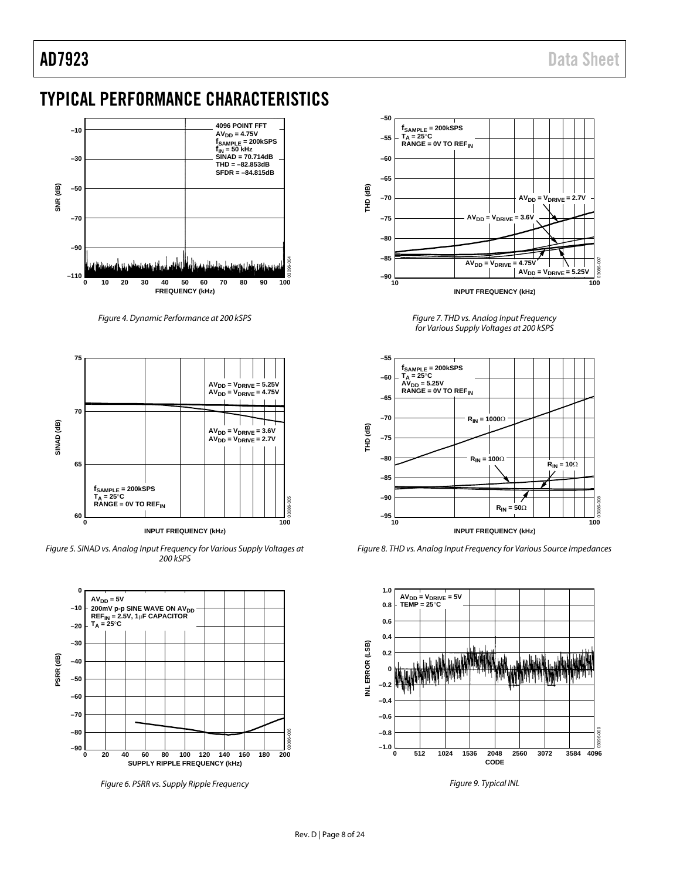# TYPICAL PERFORMANCE CHARACTERISTICS

Figure 4. Dynamic Performance at 200 kSPS

Figure 5. SINAD vs. Analog Input Frequency for Various Supply Voltages at 200 kSPS

Figure 6. PSRR vs. Supply Ripple Frequency

Figure 7. THD vs. Analog Input Frequency for Various Supply Voltages at 200 kSPS

Figure 8. THD vs. Analog Input Frequency for Various Source Impedances

Figure 9. Typical INL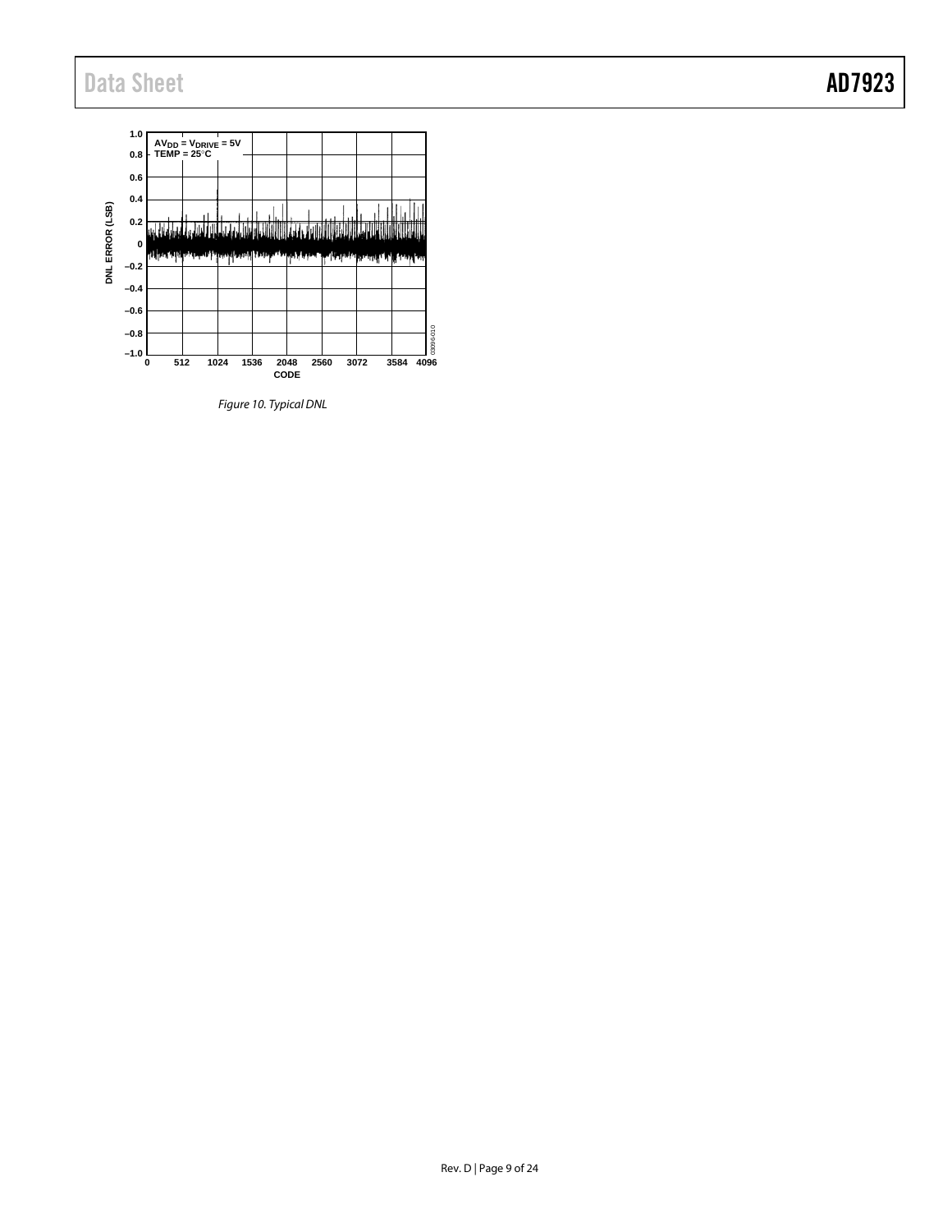Figure 10. Typical DNL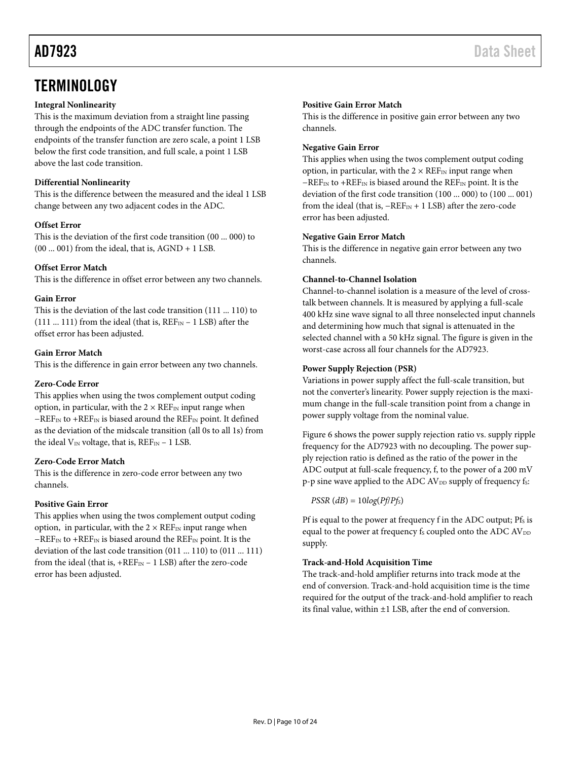# TERMINOLOGY

**Integral Nonlinearity**

This is the maximum deviation from a straight line passing through the endpoints of the ADC transfer function. The endpoints of the transfer function are zero scale, a point 1 LSB below the first code transition, and full scale, a point 1 LSB above the last code transition.

**Differential Nonlinearity**

This is the difference between the measured and the ideal 1 LSB change between any two adjacent codes in the ADC.

**Offset Error**

This is the deviation of the first code transition (00 ... 000) to (00 ... 001) from the ideal, that is, AGND + 1 LSB.

**Offset Error Match**

This is the difference in offset error between any two channels.

**Gain Error**

This is the deviation of the last code transition (111 ... 110) to (111 ... 111) from the ideal (that is, $REF_{IN}$ − 1 LSB) after the offset error has been adjusted.

**Gain Error Match**

This is the difference in gain error between any two channels.

**Zero-Code Error**

This applies when using the twos complement output coding option, in particular, with the 2 × $REF_{IN}$ input range when −$REF_{IN}$ to +$REF_{IN}$ is biased around the $REF_{IN}$ point. It defined as the deviation of the midscale transition (all 0s to all 1s) from the ideal $V_{IN}$ voltage, that is, $REF_{IN}$ − 1 LSB.

**Zero-Code Error Match**

This is the difference in zero-code error between any two channels.

**Positive Gain Error**

This applies when using the twos complement output coding option, in particular, with the 2 × $REF_{IN}$ input range when −$REF_{IN}$ to +$REF_{IN}$ is biased around the $REF_{IN}$ point. It is the deviation of the last code transition (011 ... 110) to (011 ... 111) from the ideal (that is, +$REF_{IN}$ − 1 LSB) after the zero-code error has been adjusted.

**Positive Gain Error Match**

This is the difference in positive gain error between any two channels.

**Negative Gain Error**

This applies when using the twos complement output coding option, in particular, with the 2 × $REF_{IN}$ input range when −$REF_{IN}$ to +$REF_{IN}$ is biased around the $REF_{IN}$ point. It is the deviation of the first code transition (100 ... 000) to (100 ... 001) from the ideal (that is, −$REF_{IN}$ + 1 LSB) after the zero-code error has been adjusted.

**Negative Gain Error Match**

This is the difference in negative gain error between any two channels.

**Channel-to-Channel Isolation**

Channel-to-channel isolation is a measure of the level of crosstalk between channels. It is measured by applying a full-scale 400 kHz sine wave signal to all three nonselected input channels and determining how much that signal is attenuated in the selected channel with a 50 kHz signal. The figure is given in the worst-case across all four channels for the AD7923.

**Power Supply Rejection (PSR)**

Variations in power supply affect the full-scale transition, but not the converter's linearity. Power supply rejection is the maximum change in the full-scale transition point from a change in power supply voltage from the nominal value.

Figure 6 shows the power supply rejection ratio vs. supply ripple frequency for the AD7923 with no decoupling. The power supply rejection ratio is defined as the ratio of the power in the ADC output at full-scale frequency, f, to the power of a 200 mV p-p sine wave applied to the ADC $AV_{DD}$ supply of frequency $f_S$:

$$PSSR\ (dB) = 10log(Pf/Pf_S)$$

Pf is equal to the power at frequency f in the ADC output; $Pf_S$ is equal to the power at frequency $f_S$ coupled onto the ADC $AV_{DD}$ supply.

**Track-and-Hold Acquisition Time**

The track-and-hold amplifier returns into track mode at the end of conversion. Track-and-hold acquisition time is the time required for the output of the track-and-hold amplifier to reach its final value, within ±1 LSB, after the end of conversion.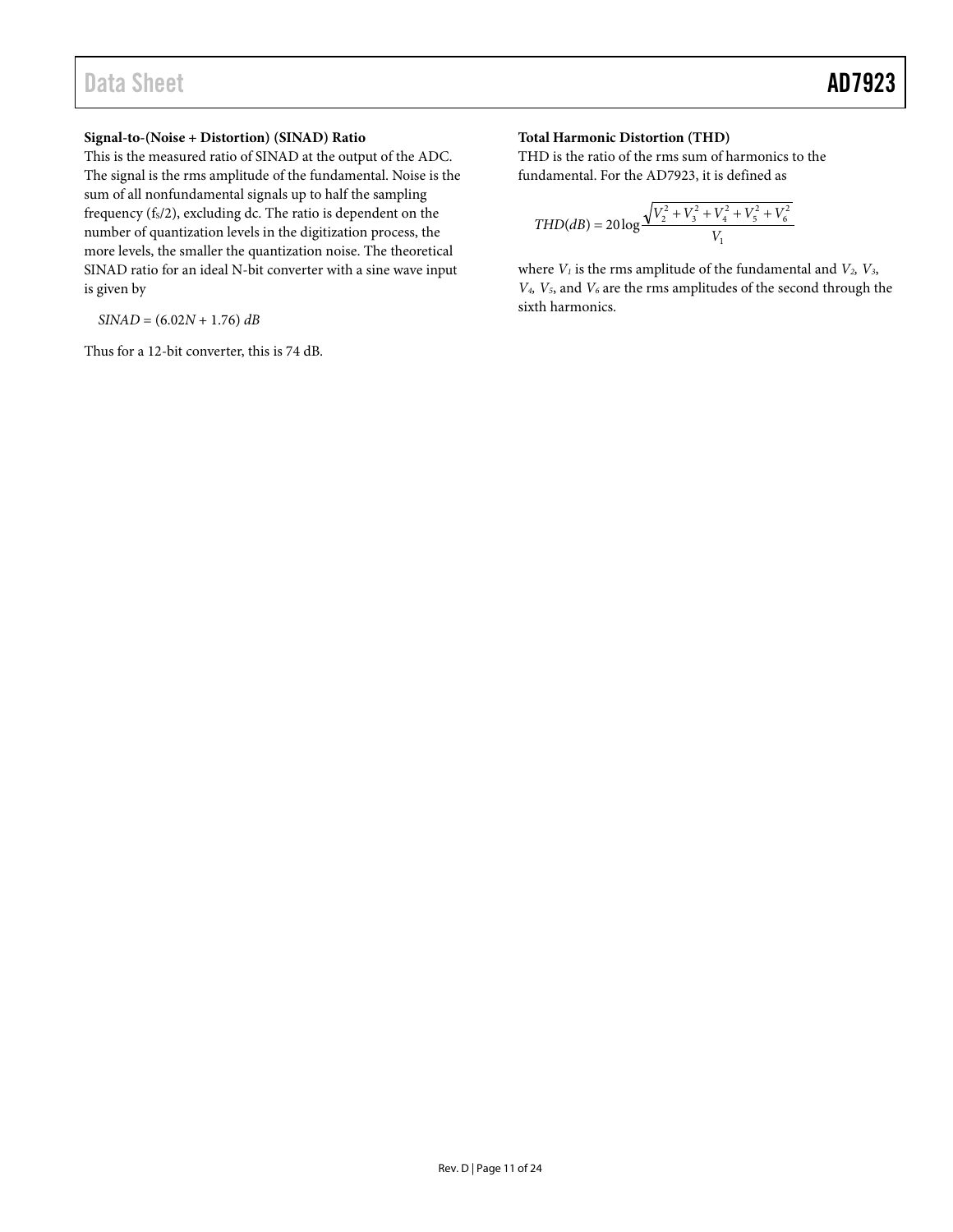### Signal-to-(Noise + Distortion) (SINAD) Ratio

This is the measured ratio of SINAD at the output of the ADC. The signal is the rms amplitude of the fundamental. Noise is the sum of all nonfundamental signals up to half the sampling frequency ($f_S/2$), excluding dc. The ratio is dependent on the number of quantization levels in the digitization process, the more levels, the smaller the quantization noise. The theoretical SINAD ratio for an ideal N-bit converter with a sine wave input is given by

$$SINAD = (6.02N + 1.76)\ dB$$

Thus for a 12-bit converter, this is 74 dB.

### Total Harmonic Distortion (THD)

THD is the ratio of the rms sum of harmonics to the fundamental. For the AD7923, it is defined as

$$THD(dB) = 20\log\frac{\sqrt{V_2^2 + V_3^2 + V_4^2 + V_5^2 + V_6^2}}{V_1}$$

where $V_1$ is the rms amplitude of the fundamental and $V_2$, $V_3$, $V_4$, $V_5$, and $V_6$ are the rms amplitudes of the second through the sixth harmonics.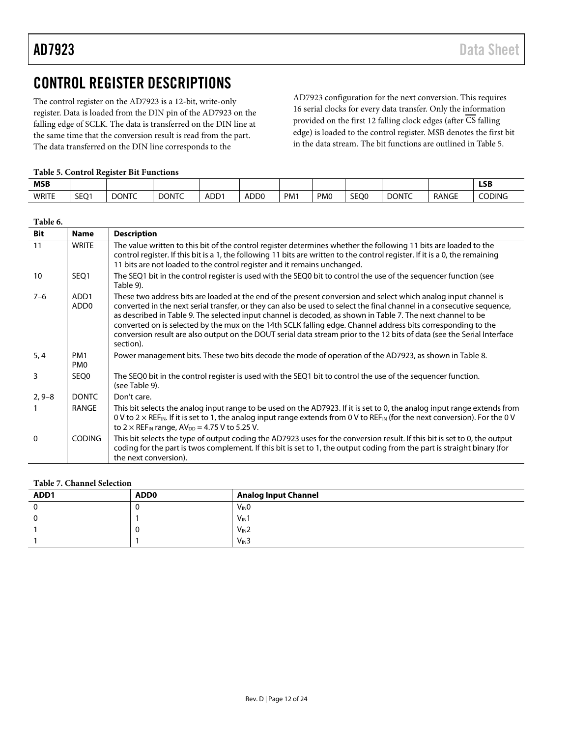# CONTROL REGISTER DESCRIPTIONS

The control register on the AD7923 is a 12-bit, write-only register. Data is loaded from the DIN pin of the AD7923 on the falling edge of SCLK. The data is transferred on the DIN line at the same time that the conversion result is read from the part. The data transferred on the DIN line corresponds to the AD7923 configuration for the next conversion. This requires 16 serial clocks for every data transfer. Only the information provided on the first 12 falling clock edges (after $\overline{CS}$ falling edge) is loaded to the control register. MSB denotes the first bit in the data stream. The bit functions are outlined in Table 5.

**Table 5. Control Register Bit Functions**

| MSB | | | | | | | | | | | LSB |
|---|---|---|---|---|---|---|---|---|---|---|---|
| WRITE | SEQ1 | DONTC | DONTC | ADD1 | ADD0 | PM1 | PM0 | SEQ0 | DONTC | RANGE | CODING |

**Table 6.**

| Bit | Name | Description |
|---|---|---|
| 11 | WRITE | The value written to this bit of the control register determines whether the following 11 bits are loaded to the control register. If this bit is a 1, the following 11 bits are written to the control register. If it is a 0, the remaining 11 bits are not loaded to the control register and it remains unchanged. |
| 10 | SEQ1 | The SEQ1 bit in the control register is used with the SEQ0 bit to control the use of the sequencer function (see Table 9). |
| 7–6 | ADD1 ADD0 | These two address bits are loaded at the end of the present conversion and select which analog input channel is converted in the next serial transfer, or they can also be used to select the final channel in a consecutive sequence, as described in Table 9. The selected input channel is decoded, as shown in Table 7. The next channel to be converted on is selected by the mux on the 14th SCLK falling edge. Channel address bits corresponding to the conversion result are also output on the DOUT serial data stream prior to the 12 bits of data (see the Serial Interface section). |
| 5, 4 | PM1 PM0 | Power management bits. These two bits decode the mode of operation of the AD7923, as shown in Table 8. |
| 3 | SEQ0 | The SEQ0 bit in the control register is used with the SEQ1 bit to control the use of the sequencer function. (see Table 9). |
| 2, 9–8 | DONTC | Don't care. |
| 1 | RANGE | This bit selects the analog input range to be used on the AD7923. If it is set to 0, the analog input range extends from 0 V to 2 × $REF_{IN}$. If it is set to 1, the analog input range extends from 0 V to $REF_{IN}$ (for the next conversion). For the 0 V to 2 × $REF_{IN}$ range, $AV_{DD}$ = 4.75 V to 5.25 V. |
| 0 | CODING | This bit selects the type of output coding the AD7923 uses for the conversion result. If this bit is set to 0, the output coding for the part is twos complement. If this bit is set to 1, the output coding from the part is straight binary (for the next conversion). |

**Table 7. Channel Selection**

| ADD1 | ADD0 | Analog Input Channel |
|---|---|---|
| 0 | 0 | $V_{IN}0$ |
| 0 | 1 | $V_{IN}1$ |
| 1 | 0 | $V_{IN}2$ |
| 1 | 1 | $V_{IN}3$ |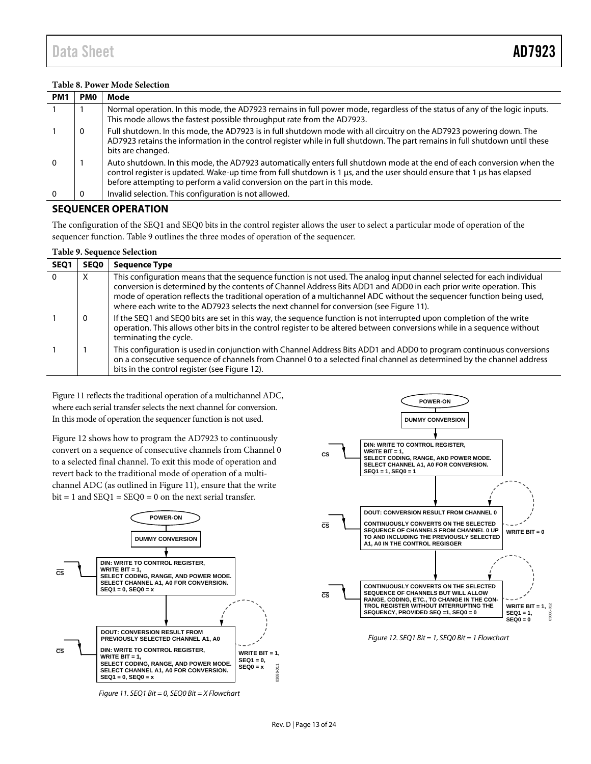**Table 8. Power Mode Selection**

| PM1 | PM0 | Mode |
|---|---|---|
| 1 | 1 | Normal operation. In this mode, the AD7923 remains in full power mode, regardless of the status of any of the logic inputs. This mode allows the fastest possible throughput rate from the AD7923. |
| 1 | 0 | Full shutdown. In this mode, the AD7923 is in full shutdown mode with all circuitry on the AD7923 powering down. The AD7923 retains the information in the control register while in full shutdown. The part remains in full shutdown until these bits are changed. |
| 0 | 1 | Auto shutdown. In this mode, the AD7923 automatically enters full shutdown mode at the end of each conversion when the control register is updated. Wake-up time from full shutdown is 1 µs, and the user should ensure that 1 µs has elapsed before attempting to perform a valid conversion on the part in this mode. |
| 0 | 0 | Invalid selection. This configuration is not allowed. |

## SEQUENCER OPERATION

The configuration of the SEQ1 and SEQ0 bits in the control register allows the user to select a particular mode of operation of the sequencer function. Table 9 outlines the three modes of operation of the sequencer.

**Table 9. Sequence Selection**

| SEQ1 | SEQ0 | Sequence Type |
|---|---|---|
| 0 | X | This configuration means that the sequence function is not used. The analog input channel selected for each individual conversion is determined by the contents of Channel Address Bits ADD1 and ADD0 in each prior write operation. This mode of operation reflects the traditional operation of a multichannel ADC without the sequencer function being used, where each write to the AD7923 selects the next channel for conversion (see Figure 11). |
| 1 | 0 | If the SEQ1 and SEQ0 bits are set in this way, the sequence function is not interrupted upon completion of the write operation. This allows other bits in the control register to be altered between conversions while in a sequence without terminating the cycle. |
| 1 | 1 | This configuration is used in conjunction with Channel Address Bits ADD1 and ADD0 to program continuous conversions on a consecutive sequence of channels from Channel 0 to a selected final channel as determined by the channel address bits in the control register (see Figure 12). |

Figure 11 reflects the traditional operation of a multichannel ADC, where each serial transfer selects the next channel for conversion. In this mode of operation the sequencer function is not used.

Figure 12 shows how to program the AD7923 to continuously convert on a sequence of consecutive channels from Channel 0 to a selected final channel. To exit this mode of operation and revert back to the traditional mode of operation of a multichannel ADC (as outlined in Figure 11), ensure that the write bit = 1 and SEQ1 = SEQ0 = 0 on the next serial transfer.

POWER-ON → DUMMY CONVERSION → CS: DIN: WRITE TO CONTROL REGISTER, WRITE BIT = 1, SELECT CODING, RANGE, AND POWER MODE. SELECT CHANNEL A1, A0 FOR CONVERSION. SEQ1 = 0, SEQ0 = x → CS: DOUT: CONVERSION RESULT FROM PREVIOUSLY SELECTED CHANNEL A1, A0; DIN: WRITE TO CONTROL REGISTER, WRITE BIT = 1, SELECT CODING, RANGE, AND POWER MODE. SELECT CHANNEL A1, A0 FOR CONVERSION. SEQ1 = 0, SEQ0 = x (loop: WRITE BIT = 1, SEQ1 = 0, SEQ0 = x)

*Figure 11. SEQ1 Bit = 0, SEQ0 Bit = X Flowchart*

POWER-ON → DUMMY CONVERSION → CS: DIN: WRITE TO CONTROL REGISTER, WRITE BIT = 1, SELECT CODING, RANGE, AND POWER MODE. SELECT CHANNEL A1, A0 FOR CONVERSION. SEQ1 = 1, SEQ0 = 1 → CS: DOUT: CONVERSION RESULT FROM CHANNEL 0; CONTINUOUSLY CONVERTS ON THE SELECTED SEQUENCE OF CHANNELS FROM CHANNEL 0 UP TO AND INCLUDING THE PREVIOUSLY SELECTED A1, A0 IN THE CONTROL REGISGER (loop: WRITE BIT = 0) → CS: CONTINUOUSLY CONVERTS ON THE SELECTED SEQUENCE OF CHANNELS BUT WILL ALLOW RANGE, CODING, ETC., TO CHANGE IN THE CONTROL REGISTER WITHOUT INTERRUPTING THE SEQUENCY, PROVIDED SEQ =1, SEQ0 = 0 (loop: WRITE BIT = 1, SEQ1 = 1, SEQ0 = 0)

*Figure 12. SEQ1 Bit = 1, SEQ0 Bit = 1 Flowchart*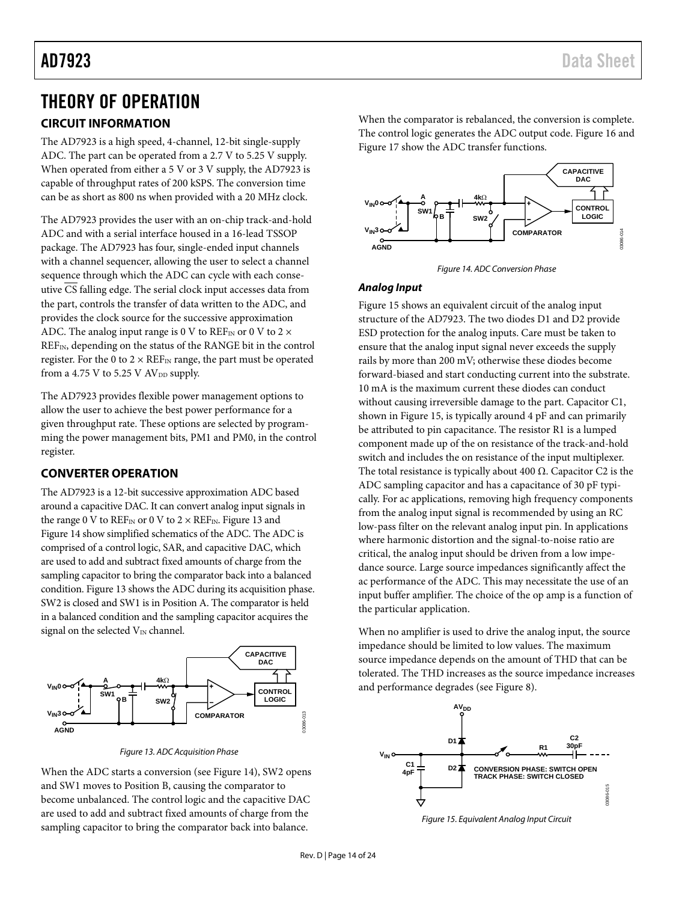# THEORY OF OPERATION

## CIRCUIT INFORMATION

The AD7923 is a high speed, 4-channel, 12-bit single-supply ADC. The part can be operated from a 2.7 V to 5.25 V supply. When operated from either a 5 V or 3 V supply, the AD7923 is capable of throughput rates of 200 kSPS. The conversion time can be as short as 800 ns when provided with a 20 MHz clock.

The AD7923 provides the user with an on-chip track-and-hold ADC and with a serial interface housed in a 16-lead TSSOP package. The AD7923 has four, single-ended input channels with a channel sequencer, allowing the user to select a channel sequence through which the ADC can cycle with each consecutive $\overline{CS}$ falling edge. The serial clock input accesses data from the part, controls the transfer of data written to the ADC, and provides the clock source for the successive approximation ADC. The analog input range is 0 V to $REF_{IN}$ or 0 V to 2 × $REF_{IN}$, depending on the status of the RANGE bit in the control register. For the 0 to 2 × $REF_{IN}$ range, the part must be operated from a 4.75 V to 5.25 V $AV_{DD}$ supply.

The AD7923 provides flexible power management options to allow the user to achieve the best power performance for a given throughput rate. These options are selected by programming the power management bits, PM1 and PM0, in the control register.

## CONVERTER OPERATION

The AD7923 is a 12-bit successive approximation ADC based around a capacitive DAC. It can convert analog input signals in the range 0 V to $REF_{IN}$ or 0 V to 2 × $REF_{IN}$. Figure 13 and Figure 14 show simplified schematics of the ADC. The ADC is comprised of a control logic, SAR, and capacitive DAC, which are used to add and subtract fixed amounts of charge from the sampling capacitor to bring the comparator back into a balanced condition. Figure 13 shows the ADC during its acquisition phase. SW2 is closed and SW1 is in Position A. The comparator is held in a balanced condition and the sampling capacitor acquires the signal on the selected $V_{IN}$ channel.

*Figure 13. ADC Acquisition Phase*

When the ADC starts a conversion (see Figure 14), SW2 opens and SW1 moves to Position B, causing the comparator to become unbalanced. The control logic and the capacitive DAC are used to add and subtract fixed amounts of charge from the sampling capacitor to bring the comparator back into balance. When the comparator is rebalanced, the conversion is complete. The control logic generates the ADC output code. Figure 16 and Figure 17 show the ADC transfer functions.

*Figure 14. ADC Conversion Phase*

### *Analog Input*

Figure 15 shows an equivalent circuit of the analog input structure of the AD7923. The two diodes D1 and D2 provide ESD protection for the analog inputs. Care must be taken to ensure that the analog input signal never exceeds the supply rails by more than 200 mV; otherwise these diodes become forward-biased and start conducting current into the substrate. 10 mA is the maximum current these diodes can conduct without causing irreversible damage to the part. Capacitor C1, shown in Figure 15, is typically around 4 pF and can primarily be attributed to pin capacitance. The resistor R1 is a lumped component made up of the on resistance of the track-and-hold switch and includes the on resistance of the input multiplexer. The total resistance is typically about 400 Ω. Capacitor C2 is the ADC sampling capacitor and has a capacitance of 30 pF typically. For ac applications, removing high frequency components from the analog input signal is recommended by using an RC low-pass filter on the relevant analog input pin. In applications where harmonic distortion and the signal-to-noise ratio are critical, the analog input should be driven from a low impedance source. Large source impedances significantly affect the ac performance of the ADC. This may necessitate the use of an input buffer amplifier. The choice of the op amp is a function of the particular application.

When no amplifier is used to drive the analog input, the source impedance should be limited to low values. The maximum source impedance depends on the amount of THD that can be tolerated. The THD increases as the source impedance increases and performance degrades (see Figure 8).

*Figure 15. Equivalent Analog Input Circuit*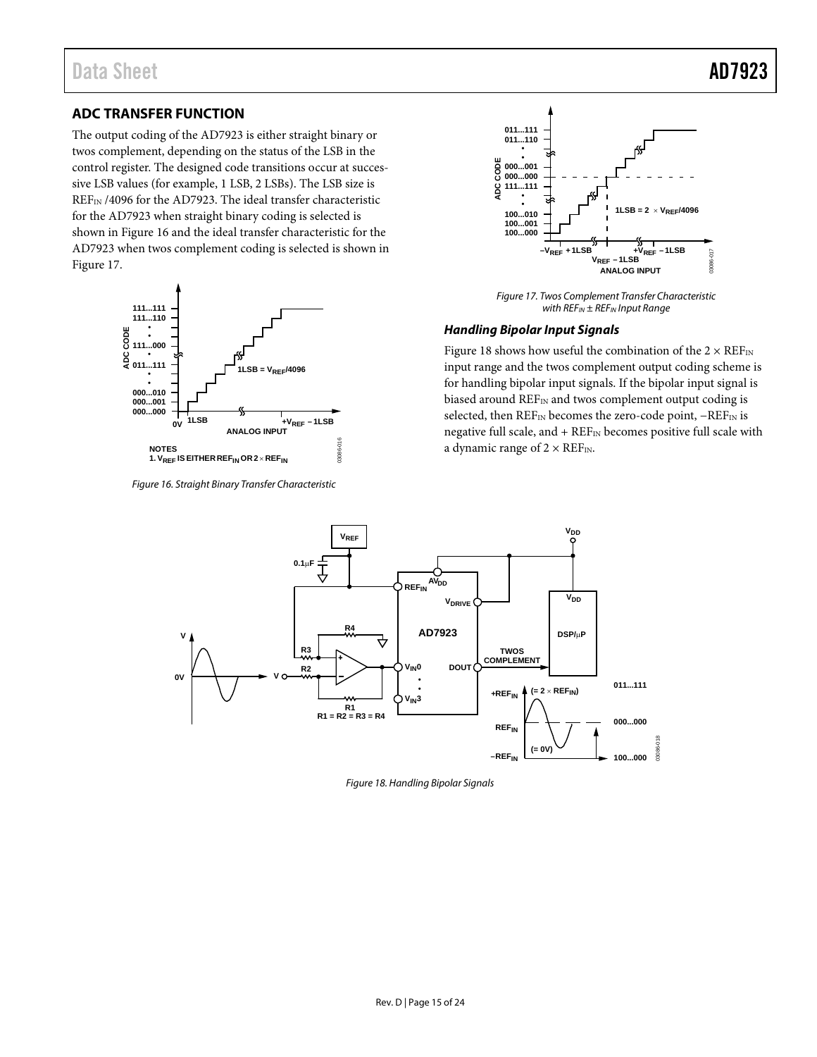## ADC TRANSFER FUNCTION

The output coding of the AD7923 is either straight binary or twos complement, depending on the status of the LSB in the control register. The designed code transitions occur at successive LSB values (for example, 1 LSB, 2 LSBs). The LSB size is $REF_{IN}$ /4096 for the AD7923. The ideal transfer characteristic for the AD7923 when straight binary coding is selected is shown in Figure 16 and the ideal transfer characteristic for the AD7923 when twos complement coding is selected is shown in Figure 17.

Figure 16. Straight Binary Transfer Characteristic

Figure 17. Twos Complement Transfer Characteristic with $REF_{IN} \pm REF_{IN}$ Input Range

### *Handling Bipolar Input Signals*

Figure 18 shows how useful the combination of the $2 \times REF_{IN}$ input range and the twos complement output coding scheme is for handling bipolar input signals. If the bipolar input signal is biased around $REF_{IN}$ and twos complement output coding is selected, then $REF_{IN}$ becomes the zero-code point, $-REF_{IN}$ is negative full scale, and $+ REF_{IN}$ becomes positive full scale with a dynamic range of $2 \times REF_{IN}$.

Figure 18. Handling Bipolar Signals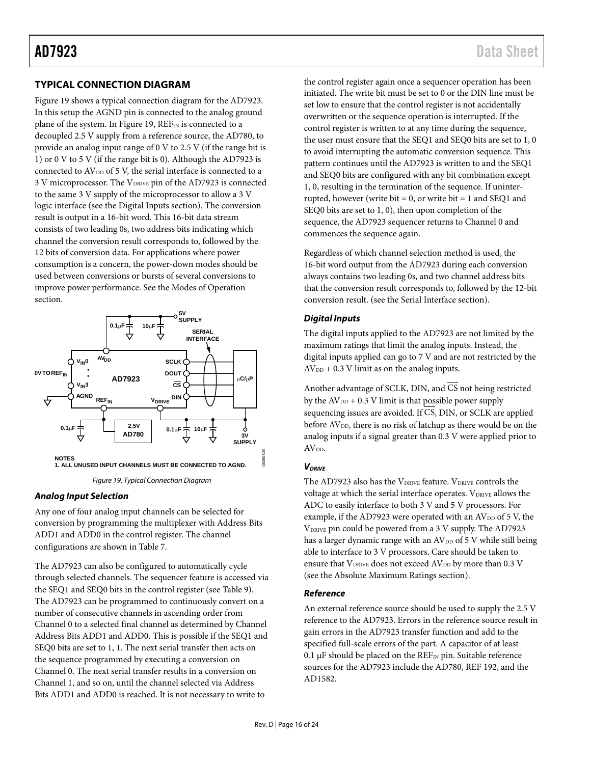## TYPICAL CONNECTION DIAGRAM

Figure 19 shows a typical connection diagram for the AD7923. In this setup the AGND pin is connected to the analog ground plane of the system. In Figure 19, $REF_{IN}$ is connected to a decoupled 2.5 V supply from a reference source, the AD780, to provide an analog input range of 0 V to 2.5 V (if the range bit is 1) or 0 V to 5 V (if the range bit is 0). Although the AD7923 is connected to $AV_{DD}$ of 5 V, the serial interface is connected to a 3 V microprocessor. The $V_{DRIVE}$ pin of the AD7923 is connected to the same 3 V supply of the microprocessor to allow a 3 V logic interface (see the Digital Inputs section). The conversion result is output in a 16-bit word. This 16-bit data stream consists of two leading 0s, two address bits indicating which channel the conversion result corresponds to, followed by the 12 bits of conversion data. For applications where power consumption is a concern, the power-down modes should be used between conversions or bursts of several conversions to improve power performance. See the Modes of Operation section.

NOTES
1. ALL UNUSED INPUT CHANNELS MUST BE CONNECTED TO AGND.

*Figure 19. Typical Connection Diagram*

### *Analog Input Selection*

Any one of four analog input channels can be selected for conversion by programming the multiplexer with Address Bits ADD1 and ADD0 in the control register. The channel configurations are shown in Table 7.

The AD7923 can also be configured to automatically cycle through selected channels. The sequencer feature is accessed via the SEQ1 and SEQ0 bits in the control register (see Table 9). The AD7923 can be programmed to continuously convert on a number of consecutive channels in ascending order from Channel 0 to a selected final channel as determined by Channel Address Bits ADD1 and ADD0. This is possible if the SEQ1 and SEQ0 bits are set to 1, 1. The next serial transfer then acts on the sequence programmed by executing a conversion on Channel 0. The next serial transfer results in a conversion on Channel 1, and so on, until the channel selected via Address Bits ADD1 and ADD0 is reached. It is not necessary to write to the control register again once a sequencer operation has been initiated. The write bit must be set to 0 or the DIN line must be set low to ensure that the control register is not accidentally overwritten or the sequence operation is interrupted. If the control register is written to at any time during the sequence, the user must ensure that the SEQ1 and SEQ0 bits are set to 1, 0 to avoid interrupting the automatic conversion sequence. This pattern continues until the AD7923 is written to and the SEQ1 and SEQ0 bits are configured with any bit combination except 1, 0, resulting in the termination of the sequence. If uninterrupted, however (write bit = 0, or write bit = 1 and SEQ1 and SEQ0 bits are set to 1, 0), then upon completion of the sequence, the AD7923 sequencer returns to Channel 0 and commences the sequence again.

Regardless of which channel selection method is used, the 16-bit word output from the AD7923 during each conversion always contains two leading 0s, and two channel address bits that the conversion result corresponds to, followed by the 12-bit conversion result. (see the Serial Interface section).

### *Digital Inputs*

The digital inputs applied to the AD7923 are not limited by the maximum ratings that limit the analog inputs. Instead, the digital inputs applied can go to 7 V and are not restricted by the $AV_{DD}$ + 0.3 V limit as on the analog inputs.

Another advantage of SCLK, DIN, and $\overline{CS}$ not being restricted by the $AV_{DD}$ + 0.3 V limit is that possible power supply sequencing issues are avoided. If $\overline{CS}$, DIN, or SCLK are applied before $AV_{DD}$, there is no risk of latchup as there would be on the analog inputs if a signal greater than 0.3 V were applied prior to $AV_{DD}$.

### *$V_{DRIVE}$*

The AD7923 also has the $V_{DRIVE}$ feature. $V_{DRIVE}$ controls the voltage at which the serial interface operates. $V_{DRIVE}$ allows the ADC to easily interface to both 3 V and 5 V processors. For example, if the AD7923 were operated with an $AV_{DD}$ of 5 V, the $V_{DRIVE}$ pin could be powered from a 3 V supply. The AD7923 has a larger dynamic range with an $AV_{DD}$ of 5 V while still being able to interface to 3 V processors. Care should be taken to ensure that $V_{DRIVE}$ does not exceed $AV_{DD}$ by more than 0.3 V (see the Absolute Maximum Ratings section).

### *Reference*

An external reference source should be used to supply the 2.5 V reference to the AD7923. Errors in the reference source result in gain errors in the AD7923 transfer function and add to the specified full-scale errors of the part. A capacitor of at least 0.1 µF should be placed on the $REF_{IN}$ pin. Suitable reference sources for the AD7923 include the AD780, REF 192, and the AD1582.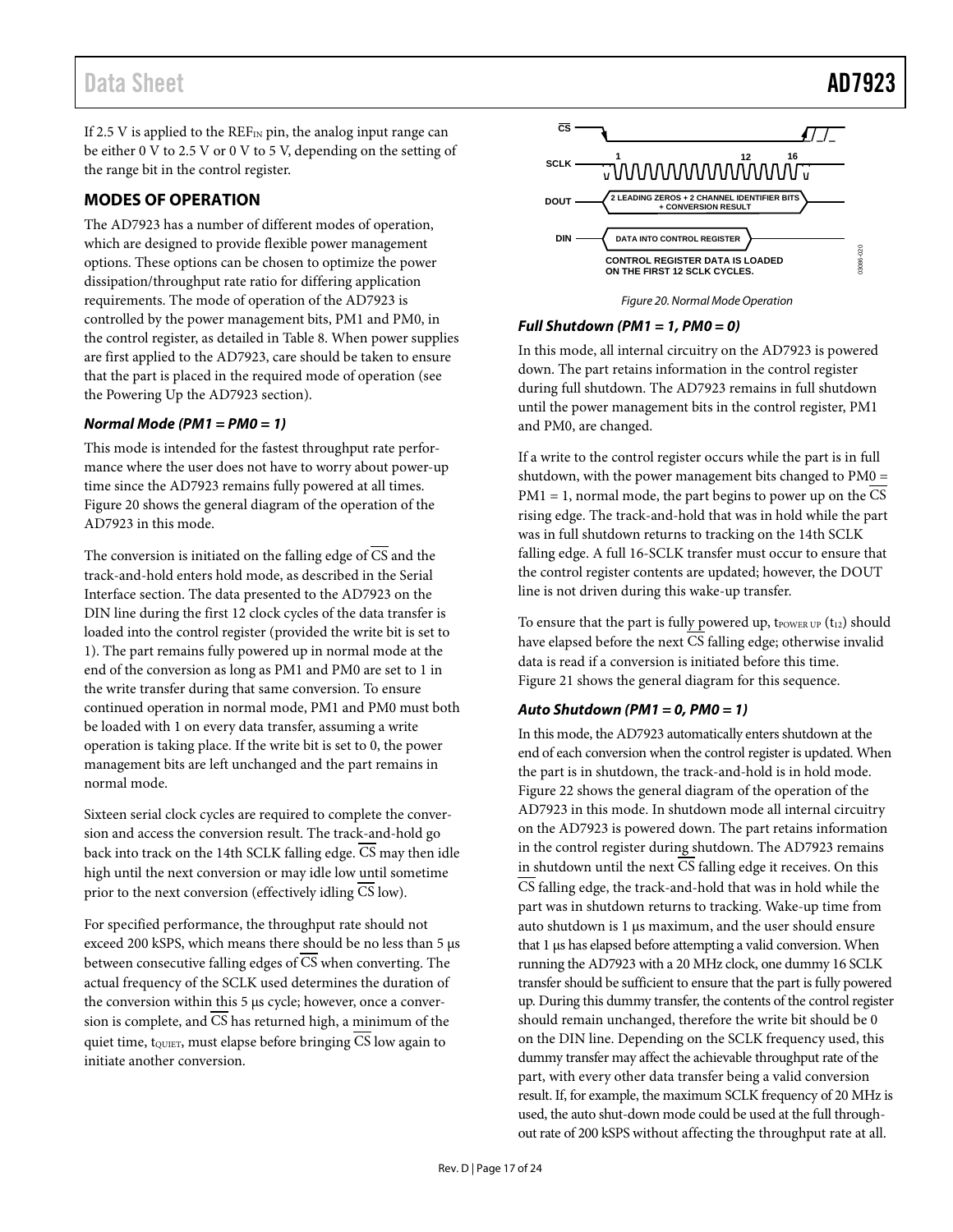If 2.5 V is applied to the $REF_{IN}$ pin, the analog input range can be either 0 V to 2.5 V or 0 V to 5 V, depending on the setting of the range bit in the control register.

## MODES OF OPERATION

The AD7923 has a number of different modes of operation, which are designed to provide flexible power management options. These options can be chosen to optimize the power dissipation/throughput rate ratio for differing application requirements. The mode of operation of the AD7923 is controlled by the power management bits, PM1 and PM0, in the control register, as detailed in Table 8. When power supplies are first applied to the AD7923, care should be taken to ensure that the part is placed in the required mode of operation (see the Powering Up the AD7923 section).

### *Normal Mode (PM1 = PM0 = 1)*

This mode is intended for the fastest throughput rate performance where the user does not have to worry about power-up time since the AD7923 remains fully powered at all times. Figure 20 shows the general diagram of the operation of the AD7923 in this mode.

The conversion is initiated on the falling edge of $\overline{CS}$ and the track-and-hold enters hold mode, as described in the Serial Interface section. The data presented to the AD7923 on the DIN line during the first 12 clock cycles of the data transfer is loaded into the control register (provided the write bit is set to 1). The part remains fully powered up in normal mode at the end of the conversion as long as PM1 and PM0 are set to 1 in the write transfer during that same conversion. To ensure continued operation in normal mode, PM1 and PM0 must both be loaded with 1 on every data transfer, assuming a write operation is taking place. If the write bit is set to 0, the power management bits are left unchanged and the part remains in normal mode.

Sixteen serial clock cycles are required to complete the conversion and access the conversion result. The track-and-hold go back into track on the 14th SCLK falling edge. $\overline{CS}$ may then idle high until the next conversion or may idle low until sometime prior to the next conversion (effectively idling $\overline{CS}$ low).

For specified performance, the throughput rate should not exceed 200 kSPS, which means there should be no less than 5 µs between consecutive falling edges of $\overline{CS}$ when converting. The actual frequency of the SCLK used determines the duration of the conversion within this 5 µs cycle; however, once a conversion is complete, and $\overline{CS}$ has returned high, a minimum of the quiet time, $t_{QUIET}$, must elapse before bringing $\overline{CS}$ low again to initiate another conversion.

CS
SCLK 1 12 16
DOUT 2 LEADING ZEROS + 2 CHANNEL IDENTIFIER BITS + CONVERSION RESULT
DIN DATA INTO CONTROL REGISTER
CONTROL REGISTER DATA IS LOADED ON THE FIRST 12 SCLK CYCLES.

*Figure 20. Normal Mode Operation*

### *Full Shutdown (PM1 = 1, PM0 = 0)*

In this mode, all internal circuitry on the AD7923 is powered down. The part retains information in the control register during full shutdown. The AD7923 remains in full shutdown until the power management bits in the control register, PM1 and PM0, are changed.

If a write to the control register occurs while the part is in full shutdown, with the power management bits changed to PM0 = PM1 = 1, normal mode, the part begins to power up on the $\overline{CS}$ rising edge. The track-and-hold that was in hold while the part was in full shutdown returns to tracking on the 14th SCLK falling edge. A full 16-SCLK transfer must occur to ensure that the control register contents are updated; however, the DOUT line is not driven during this wake-up transfer.

To ensure that the part is fully powered up, $t_{POWER\ UP}$ ($t_{12}$) should have elapsed before the next $\overline{CS}$ falling edge; otherwise invalid data is read if a conversion is initiated before this time. Figure 21 shows the general diagram for this sequence.

### *Auto Shutdown (PM1 = 0, PM0 = 1)*

In this mode, the AD7923 automatically enters shutdown at the end of each conversion when the control register is updated. When the part is in shutdown, the track-and-hold is in hold mode. Figure 22 shows the general diagram of the operation of the AD7923 in this mode. In shutdown mode all internal circuitry on the AD7923 is powered down. The part retains information in the control register during shutdown. The AD7923 remains in shutdown until the next $\overline{CS}$ falling edge it receives. On this $\overline{CS}$ falling edge, the track-and-hold that was in hold while the part was in shutdown returns to tracking. Wake-up time from auto shutdown is 1 µs maximum, and the user should ensure that 1 µs has elapsed before attempting a valid conversion. When running the AD7923 with a 20 MHz clock, one dummy 16 SCLK transfer should be sufficient to ensure that the part is fully powered up. During this dummy transfer, the contents of the control register should remain unchanged, therefore the write bit should be 0 on the DIN line. Depending on the SCLK frequency used, this dummy transfer may affect the achievable throughput rate of the part, with every other data transfer being a valid conversion result. If, for example, the maximum SCLK frequency of 20 MHz is used, the auto shut-down mode could be used at the full throughout rate of 200 kSPS without affecting the throughput rate at all.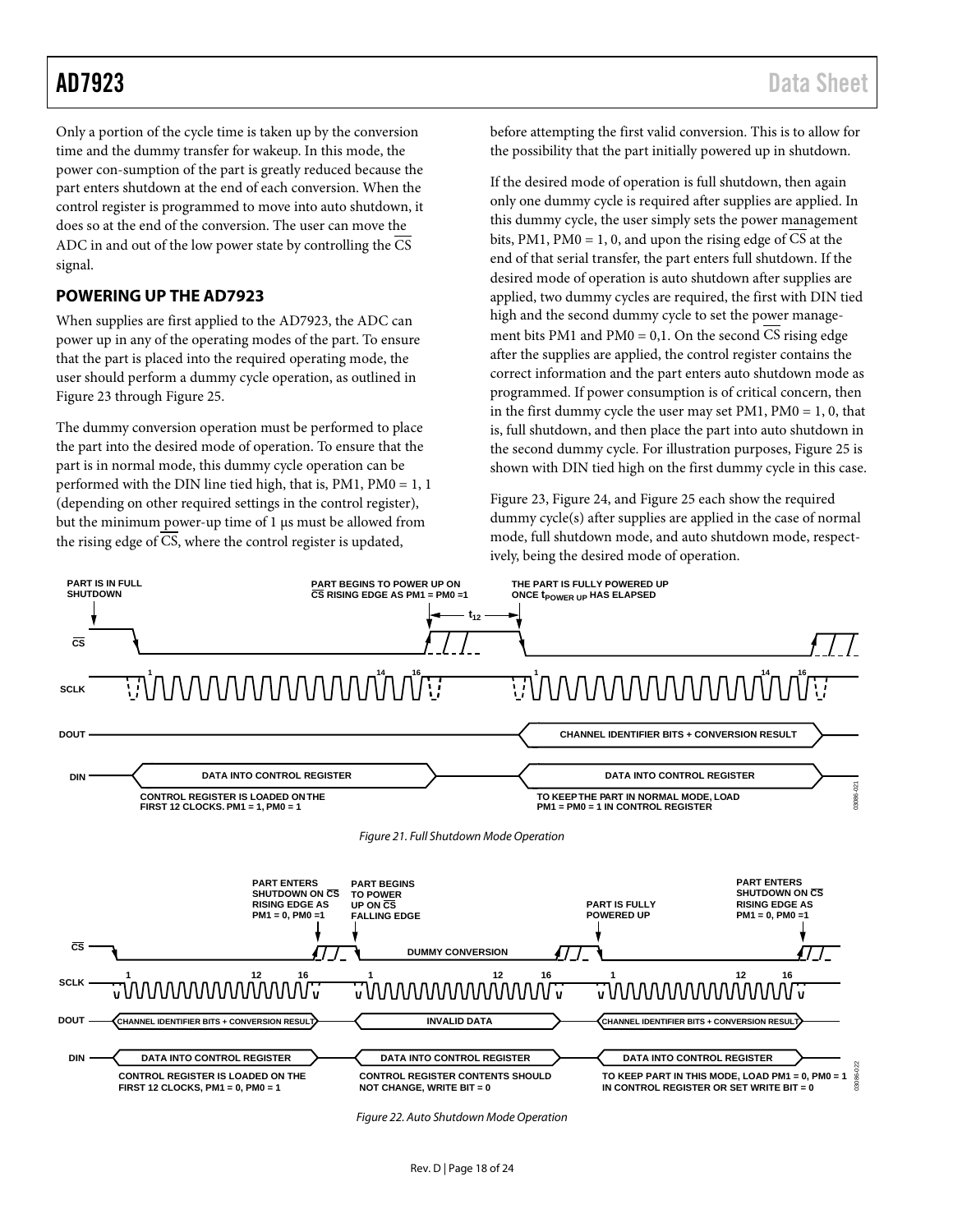Only a portion of the cycle time is taken up by the conversion time and the dummy transfer for wakeup. In this mode, the power con-sumption of the part is greatly reduced because the part enters shutdown at the end of each conversion. When the control register is programmed to move into auto shutdown, it does so at the end of the conversion. The user can move the ADC in and out of the low power state by controlling the $\overline{CS}$ signal.

## POWERING UP THE AD7923

When supplies are first applied to the AD7923, the ADC can power up in any of the operating modes of the part. To ensure that the part is placed into the required operating mode, the user should perform a dummy cycle operation, as outlined in Figure 23 through Figure 25.

The dummy conversion operation must be performed to place the part into the desired mode of operation. To ensure that the part is in normal mode, this dummy cycle operation can be performed with the DIN line tied high, that is, PM1, PM0 = 1, 1 (depending on other required settings in the control register), but the minimum power-up time of 1 µs must be allowed from the rising edge of $\overline{CS}$, where the control register is updated, before attempting the first valid conversion. This is to allow for the possibility that the part initially powered up in shutdown.

If the desired mode of operation is full shutdown, then again only one dummy cycle is required after supplies are applied. In this dummy cycle, the user simply sets the power management bits, PM1, PM0 = 1, 0, and upon the rising edge of $\overline{CS}$ at the end of that serial transfer, the part enters full shutdown. If the desired mode of operation is auto shutdown after supplies are applied, two dummy cycles are required, the first with DIN tied high and the second dummy cycle to set the power management bits PM1 and PM0 = 0,1. On the second $\overline{CS}$ rising edge after the supplies are applied, the control register contains the correct information and the part enters auto shutdown mode as programmed. If power consumption is of critical concern, then in the first dummy cycle the user may set PM1, PM0 = 1, 0, that is, full shutdown, and then place the part into auto shutdown in the second dummy cycle. For illustration purposes, Figure 25 is shown with DIN tied high on the first dummy cycle in this case.

Figure 23, Figure 24, and Figure 25 each show the required dummy cycle(s) after supplies are applied in the case of normal mode, full shutdown mode, and auto shutdown mode, respectively, being the desired mode of operation.

*Figure 21. Full Shutdown Mode Operation*

*Figure 22. Auto Shutdown Mode Operation*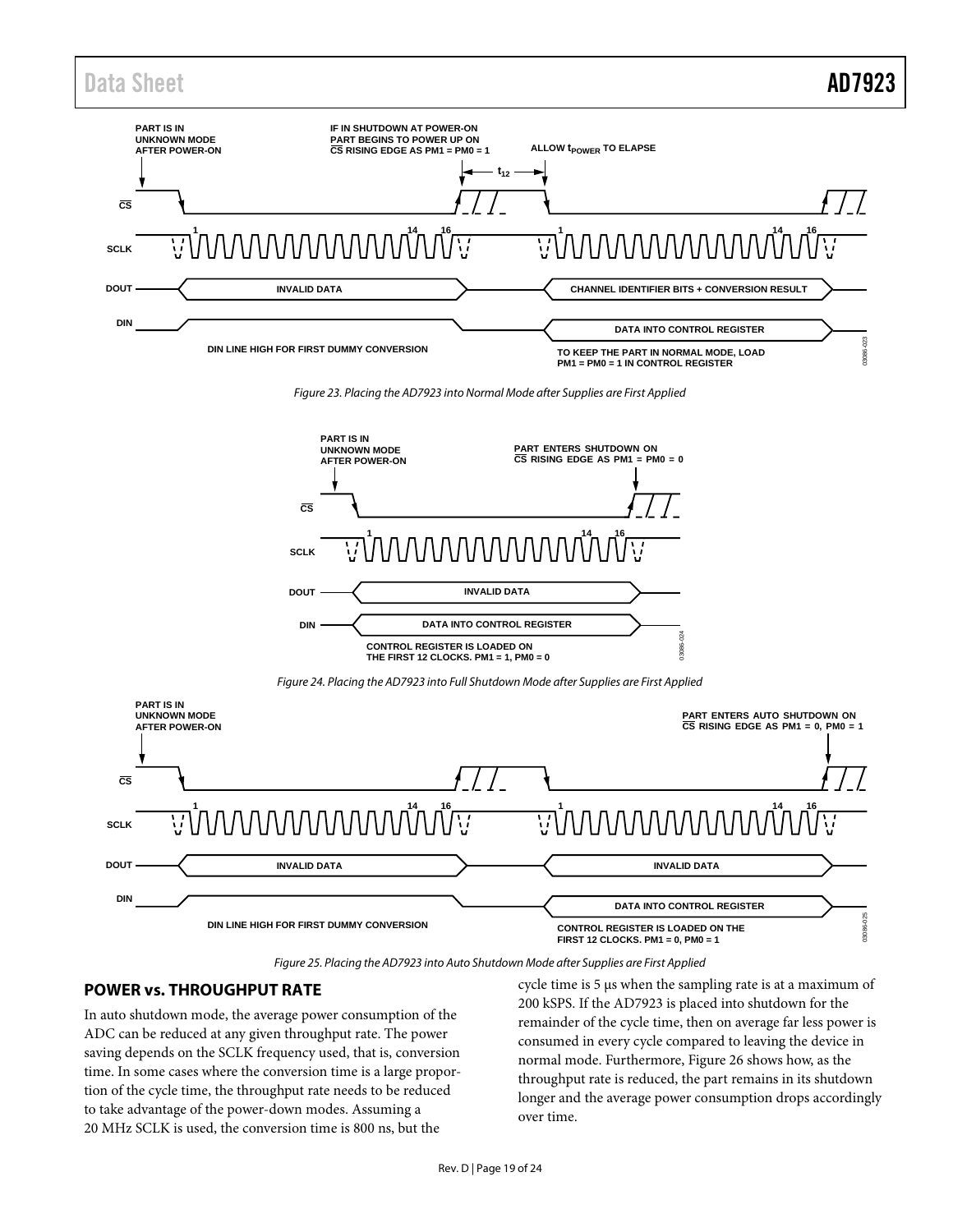Figure 23. Placing the AD7923 into Normal Mode after Supplies are First Applied

Figure 24. Placing the AD7923 into Full Shutdown Mode after Supplies are First Applied

Figure 25. Placing the AD7923 into Auto Shutdown Mode after Supplies are First Applied

## POWER vs. THROUGHPUT RATE

In auto shutdown mode, the average power consumption of the ADC can be reduced at any given throughput rate. The power saving depends on the SCLK frequency used, that is, conversion time. In some cases where the conversion time is a large proportion of the cycle time, the throughput rate needs to be reduced to take advantage of the power-down modes. Assuming a 20 MHz SCLK is used, the conversion time is 800 ns, but the cycle time is 5 µs when the sampling rate is at a maximum of 200 kSPS. If the AD7923 is placed into shutdown for the remainder of the cycle time, then on average far less power is consumed in every cycle compared to leaving the device in normal mode. Furthermore, Figure 26 shows how, as the throughput rate is reduced, the part remains in its shutdown longer and the average power consumption drops accordingly over time.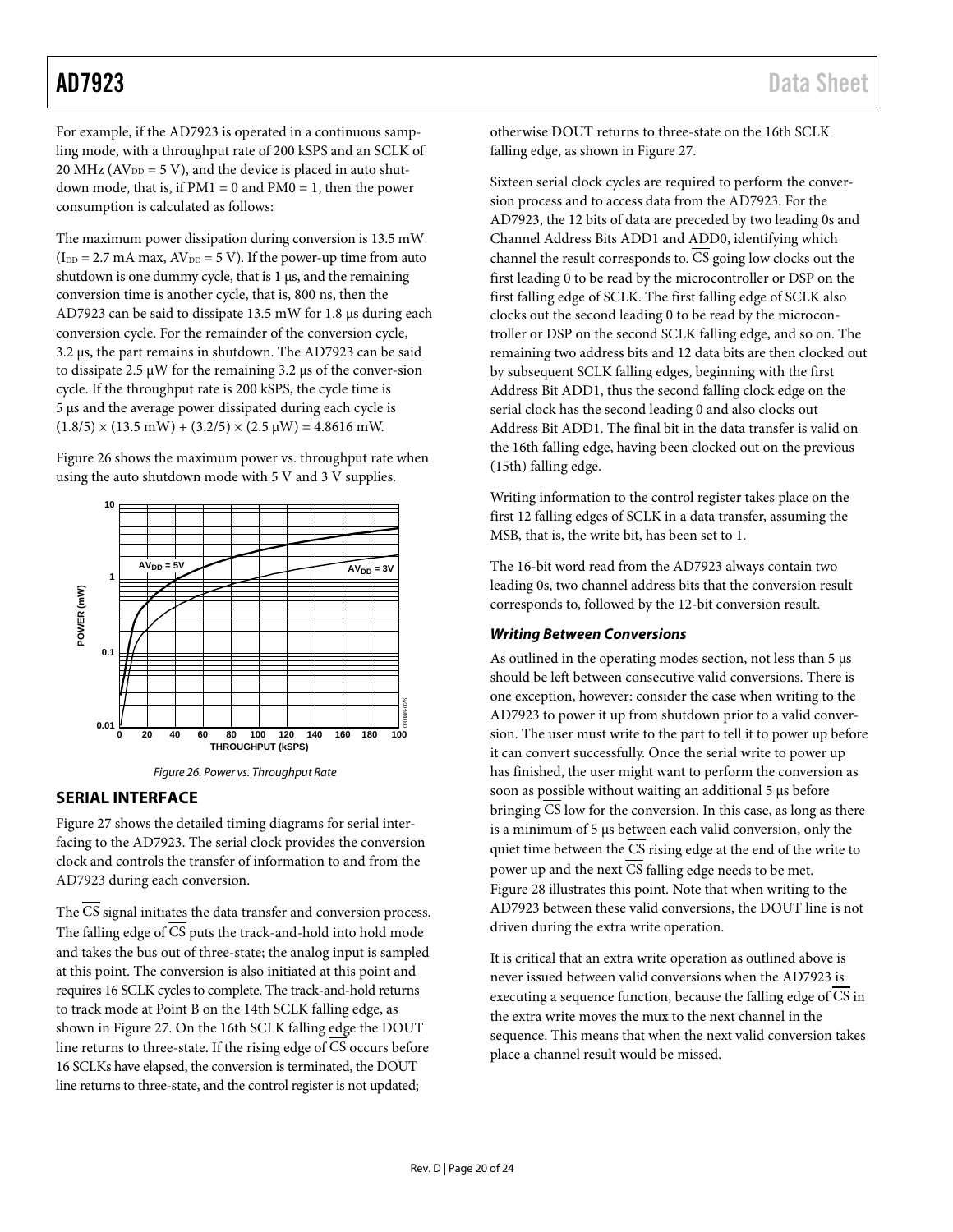For example, if the AD7923 is operated in a continuous sampling mode, with a throughput rate of 200 kSPS and an SCLK of 20 MHz ($AV_{DD}$ = 5 V), and the device is placed in auto shutdown mode, that is, if PM1 = 0 and PM0 = 1, then the power consumption is calculated as follows:

The maximum power dissipation during conversion is 13.5 mW ($I_{DD}$ = 2.7 mA max, $AV_{DD}$ = 5 V). If the power-up time from auto shutdown is one dummy cycle, that is 1 µs, and the remaining conversion time is another cycle, that is, 800 ns, then the AD7923 can be said to dissipate 13.5 mW for 1.8 µs during each conversion cycle. For the remainder of the conversion cycle, 3.2 µs, the part remains in shutdown. The AD7923 can be said to dissipate 2.5 µW for the remaining 3.2 µs of the conver-sion cycle. If the throughput rate is 200 kSPS, the cycle time is 5 µs and the average power dissipated during each cycle is $(1.8/5) \times (13.5\text{ mW}) + (3.2/5) \times (2.5\text{ µW}) = 4.8616\text{ mW}$.

Figure 26 shows the maximum power vs. throughput rate when using the auto shutdown mode with 5 V and 3 V supplies.

Figure 26. Power vs. Throughput Rate

## SERIAL INTERFACE

Figure 27 shows the detailed timing diagrams for serial interfacing to the AD7923. The serial clock provides the conversion clock and controls the transfer of information to and from the AD7923 during each conversion.

The $\overline{CS}$ signal initiates the data transfer and conversion process. The falling edge of $\overline{CS}$ puts the track-and-hold into hold mode and takes the bus out of three-state; the analog input is sampled at this point. The conversion is also initiated at this point and requires 16 SCLK cycles to complete. The track-and-hold returns to track mode at Point B on the 14th SCLK falling edge, as shown in Figure 27. On the 16th SCLK falling edge the DOUT line returns to three-state. If the rising edge of $\overline{CS}$ occurs before 16 SCLKs have elapsed, the conversion is terminated, the DOUT line returns to three-state, and the control register is not updated; otherwise DOUT returns to three-state on the 16th SCLK falling edge, as shown in Figure 27.

Sixteen serial clock cycles are required to perform the conversion process and to access data from the AD7923. For the AD7923, the 12 bits of data are preceded by two leading 0s and Channel Address Bits ADD1 and ADD0, identifying which channel the result corresponds to. $\overline{CS}$ going low clocks out the first leading 0 to be read by the microcontroller or DSP on the first falling edge of SCLK. The first falling edge of SCLK also clocks out the second leading 0 to be read by the microcontroller or DSP on the second SCLK falling edge, and so on. The remaining two address bits and 12 data bits are then clocked out by subsequent SCLK falling edges, beginning with the first Address Bit ADD1, thus the second falling clock edge on the serial clock has the second leading 0 and also clocks out Address Bit ADD1. The final bit in the data transfer is valid on the 16th falling edge, having been clocked out on the previous (15th) falling edge.

Writing information to the control register takes place on the first 12 falling edges of SCLK in a data transfer, assuming the MSB, that is, the write bit, has been set to 1.

The 16-bit word read from the AD7923 always contain two leading 0s, two channel address bits that the conversion result corresponds to, followed by the 12-bit conversion result.

### *Writing Between Conversions*

As outlined in the operating modes section, not less than 5 µs should be left between consecutive valid conversions. There is one exception, however: consider the case when writing to the AD7923 to power it up from shutdown prior to a valid conversion. The user must write to the part to tell it to power up before it can convert successfully. Once the serial write to power up has finished, the user might want to perform the conversion as soon as possible without waiting an additional 5 µs before bringing $\overline{CS}$ low for the conversion. In this case, as long as there is a minimum of 5 µs between each valid conversion, only the quiet time between the $\overline{CS}$ rising edge at the end of the write to power up and the next $\overline{CS}$ falling edge needs to be met. Figure 28 illustrates this point. Note that when writing to the AD7923 between these valid conversions, the DOUT line is not driven during the extra write operation.

It is critical that an extra write operation as outlined above is never issued between valid conversions when the AD7923 is executing a sequence function, because the falling edge of $\overline{CS}$ in the extra write moves the mux to the next channel in the sequence. This means that when the next valid conversion takes place a channel result would be missed.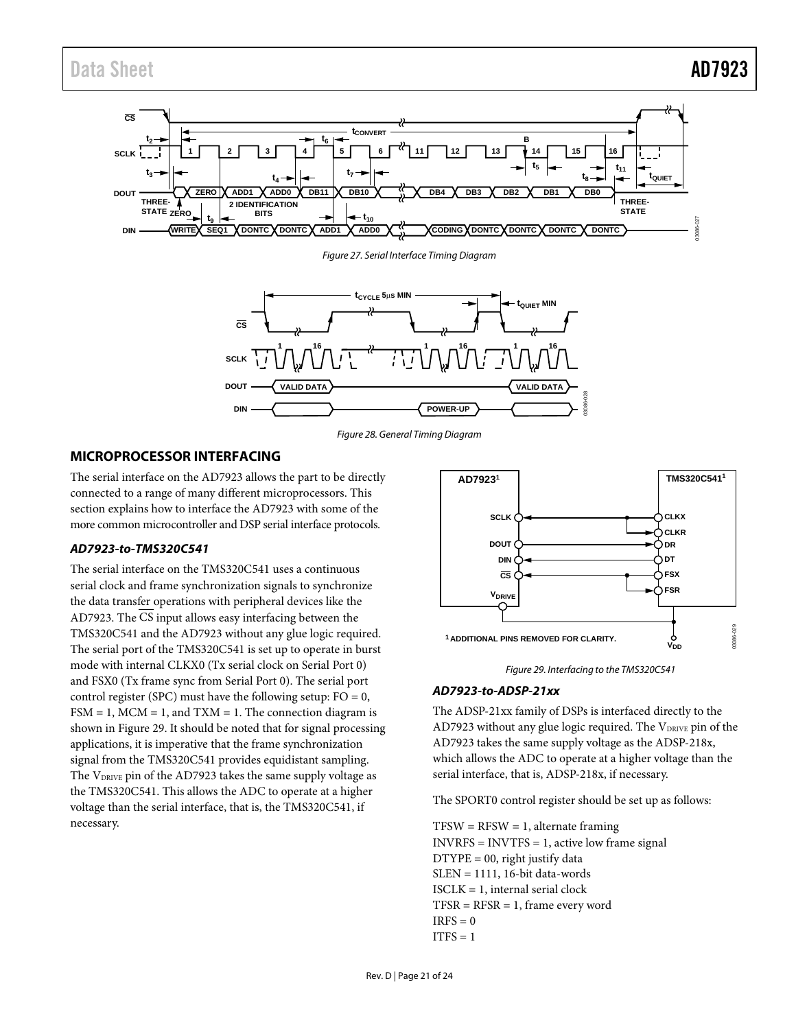Figure 27. Serial Interface Timing Diagram

Figure 28. General Timing Diagram

## MICROPROCESSOR INTERFACING

The serial interface on the AD7923 allows the part to be directly connected to a range of many different microprocessors. This section explains how to interface the AD7923 with some of the more common microcontroller and DSP serial interface protocols.

### AD7923-to-TMS320C541

The serial interface on the TMS320C541 uses a continuous serial clock and frame synchronization signals to synchronize the data transfer operations with peripheral devices like the AD7923. The CS input allows easy interfacing between the TMS320C541 and the AD7923 without any glue logic required. The serial port of the TMS320C541 is set up to operate in burst mode with internal CLKX0 (Tx serial clock on Serial Port 0) and FSX0 (Tx frame sync from Serial Port 0). The serial port control register (SPC) must have the following setup: FO = 0, FSM = 1, MCM = 1, and TXM = 1. The connection diagram is shown in Figure 29. It should be noted that for signal processing applications, it is imperative that the frame synchronization signal from the TMS320C541 provides equidistant sampling. The $V_{DRIVE}$ pin of the AD7923 takes the same supply voltage as the TMS320C541. This allows the ADC to operate at a higher voltage than the serial interface, that is, the TMS320C541, if necessary.

Figure 29. Interfacing to the TMS320C541

### AD7923-to-ADSP-21xx

The ADSP-21xx family of DSPs is interfaced directly to the AD7923 without any glue logic required. The $V_{DRIVE}$ pin of the AD7923 takes the same supply voltage as the ADSP-218x, which allows the ADC to operate at a higher voltage than the serial interface, that is, ADSP-218x, if necessary.

The SPORT0 control register should be set up as follows:

TFSW = RFSW = 1, alternate framing
INVRFS = INVTFS = 1, active low frame signal
DTYPE = 00, right justify data
SLEN = 1111, 16-bit data-words
ISCLK = 1, internal serial clock
TFSR = RFSR = 1, frame every word
IRFS = 0
ITFS = 1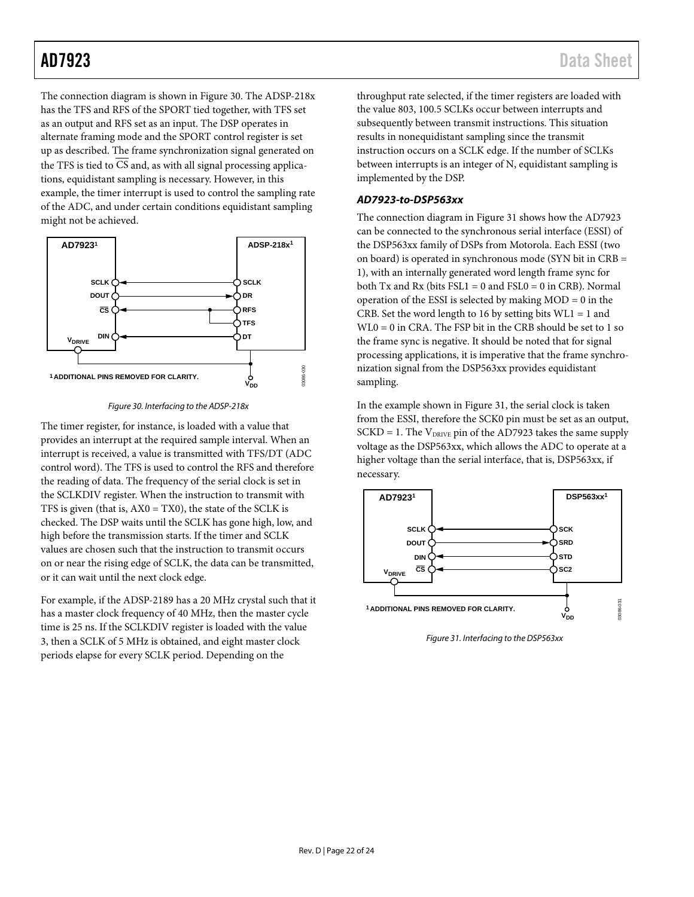The connection diagram is shown in Figure 30. The ADSP-218x has the TFS and RFS of the SPORT tied together, with TFS set as an output and RFS set as an input. The DSP operates in alternate framing mode and the SPORT control register is set up as described. The frame synchronization signal generated on the TFS is tied to $\overline{CS}$ and, as with all signal processing applications, equidistant sampling is necessary. However, in this example, the timer interrupt is used to control the sampling rate of the ADC, and under certain conditions equidistant sampling might not be achieved.

Figure 30. Interfacing to the ADSP-218x

The timer register, for instance, is loaded with a value that provides an interrupt at the required sample interval. When an interrupt is received, a value is transmitted with TFS/DT (ADC control word). The TFS is used to control the RFS and therefore the reading of data. The frequency of the serial clock is set in the SCLKDIV register. When the instruction to transmit with TFS is given (that is, AX0 = TX0), the state of the SCLK is checked. The DSP waits until the SCLK has gone high, low, and high before the transmission starts. If the timer and SCLK values are chosen such that the instruction to transmit occurs on or near the rising edge of SCLK, the data can be transmitted, or it can wait until the next clock edge.

For example, if the ADSP-2189 has a 20 MHz crystal such that it has a master clock frequency of 40 MHz, then the master cycle time is 25 ns. If the SCLKDIV register is loaded with the value 3, then a SCLK of 5 MHz is obtained, and eight master clock periods elapse for every SCLK period. Depending on the throughput rate selected, if the timer registers are loaded with the value 803, 100.5 SCLKs occur between interrupts and subsequently between transmit instructions. This situation results in nonequidistant sampling since the transmit instruction occurs on a SCLK edge. If the number of SCLKs between interrupts is an integer of N, equidistant sampling is implemented by the DSP.

### *AD7923-to-DSP563xx*

The connection diagram in Figure 31 shows how the AD7923 can be connected to the synchronous serial interface (ESSI) of the DSP563xx family of DSPs from Motorola. Each ESSI (two on board) is operated in synchronous mode (SYN bit in CRB = 1), with an internally generated word length frame sync for both Tx and Rx (bits FSL1 = 0 and FSL0 = 0 in CRB). Normal operation of the ESSI is selected by making MOD = 0 in the CRB. Set the word length to 16 by setting bits WL1 = 1 and WL0 = 0 in CRA. The FSP bit in the CRB should be set to 1 so the frame sync is negative. It should be noted that for signal processing applications, it is imperative that the frame synchronization signal from the DSP563xx provides equidistant sampling.

In the example shown in Figure 31, the serial clock is taken from the ESSI, therefore the SCK0 pin must be set as an output, SCKD = 1. The $V_{DRIVE}$ pin of the AD7923 takes the same supply voltage as the DSP563xx, which allows the ADC to operate at a higher voltage than the serial interface, that is, DSP563xx, if necessary.

Figure 31. Interfacing to the DSP563xx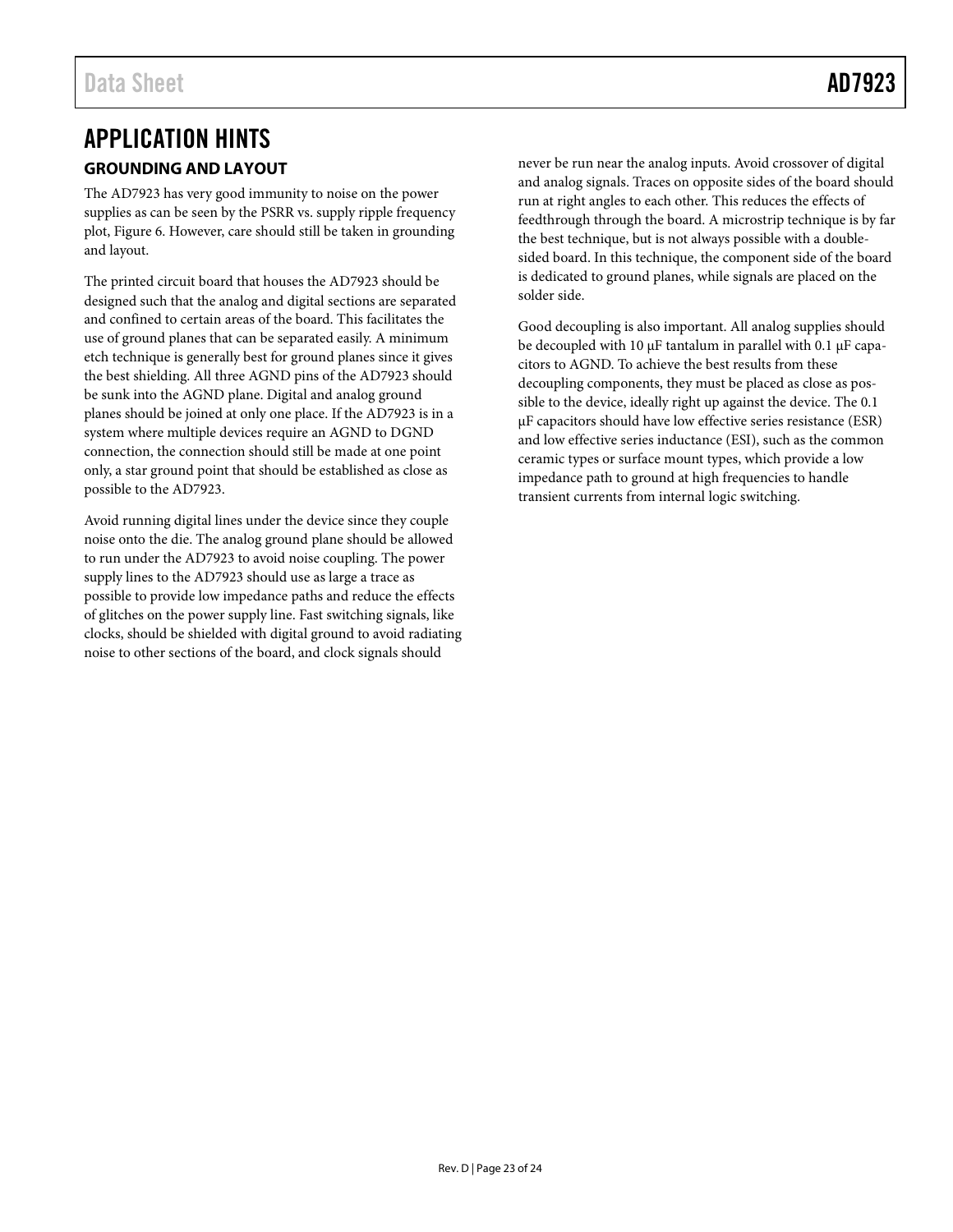# APPLICATION HINTS

## GROUNDING AND LAYOUT

The AD7923 has very good immunity to noise on the power supplies as can be seen by the PSRR vs. supply ripple frequency plot, Figure 6. However, care should still be taken in grounding and layout.

The printed circuit board that houses the AD7923 should be designed such that the analog and digital sections are separated and confined to certain areas of the board. This facilitates the use of ground planes that can be separated easily. A minimum etch technique is generally best for ground planes since it gives the best shielding. All three AGND pins of the AD7923 should be sunk into the AGND plane. Digital and analog ground planes should be joined at only one place. If the AD7923 is in a system where multiple devices require an AGND to DGND connection, the connection should still be made at one point only, a star ground point that should be established as close as possible to the AD7923.

Avoid running digital lines under the device since they couple noise onto the die. The analog ground plane should be allowed to run under the AD7923 to avoid noise coupling. The power supply lines to the AD7923 should use as large a trace as possible to provide low impedance paths and reduce the effects of glitches on the power supply line. Fast switching signals, like clocks, should be shielded with digital ground to avoid radiating noise to other sections of the board, and clock signals should never be run near the analog inputs. Avoid crossover of digital and analog signals. Traces on opposite sides of the board should run at right angles to each other. This reduces the effects of feedthrough through the board. A microstrip technique is by far the best technique, but is not always possible with a double-sided board. In this technique, the component side of the board is dedicated to ground planes, while signals are placed on the solder side.

Good decoupling is also important. All analog supplies should be decoupled with 10 µF tantalum in parallel with 0.1 µF capacitors to AGND. To achieve the best results from these decoupling components, they must be placed as close as possible to the device, ideally right up against the device. The 0.1 µF capacitors should have low effective series resistance (ESR) and low effective series inductance (ESI), such as the common ceramic types or surface mount types, which provide a low impedance path to ground at high frequencies to handle transient currents from internal logic switching.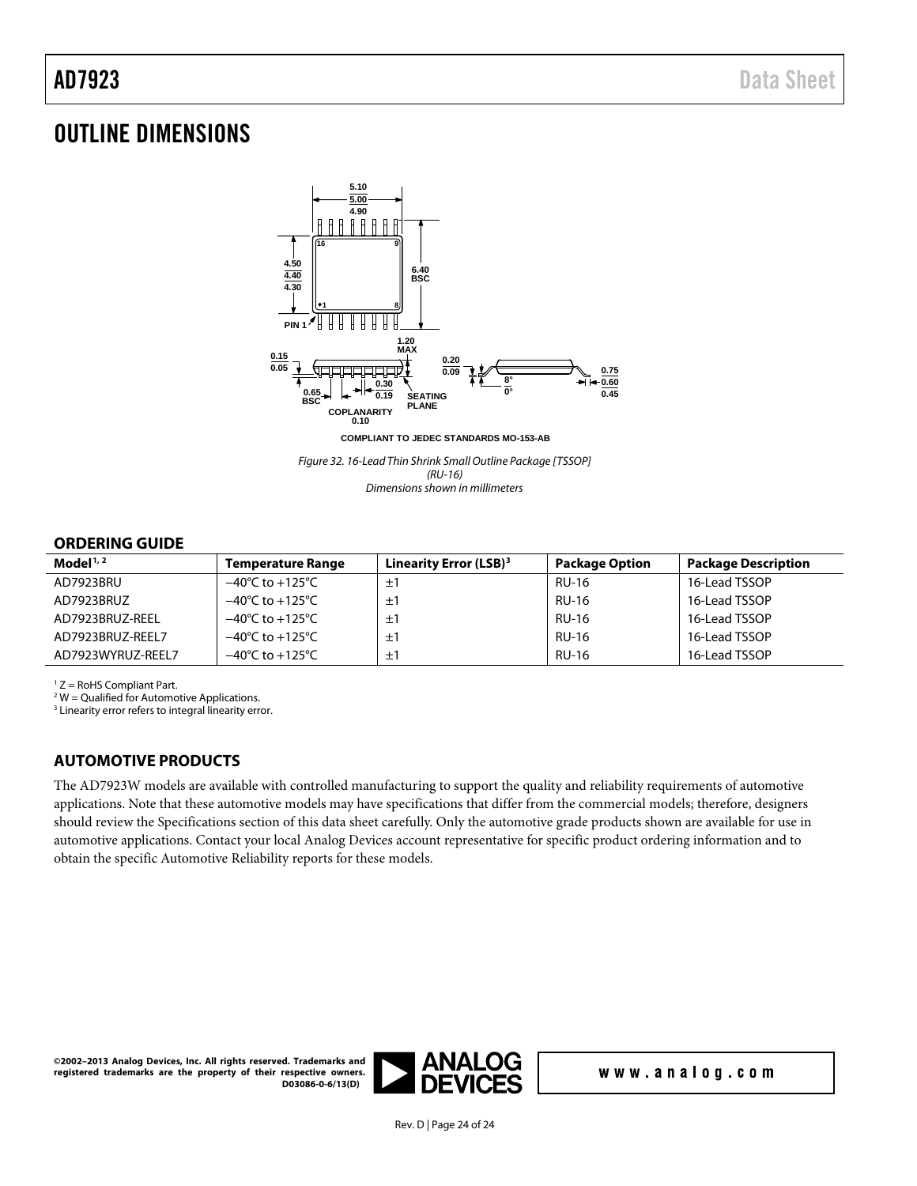# OUTLINE DIMENSIONS

5.10
5.00
4.90

16
9
1
8

4.50
4.40
4.30

6.40
BSC

PIN 1

1.20
MAX

0.15
0.05

0.20
0.09

0.75
0.60
0.45

8°
0°

0.30
0.19

0.65
BSC

SEATING
PLANE

COPLANARITY
0.10

COMPLIANT TO JEDEC STANDARDS MO-153-AB

*Figure 32. 16-Lead Thin Shrink Small Outline Package [TSSOP]*
*(RU-16)*
*Dimensions shown in millimeters*

## ORDERING GUIDE

| Model[1, 2] | Temperature Range | Linearity Error (LSB)[3] | Package Option | Package Description |
|---|---|---|---|---|
| AD7923BRU | −40°C to +125°C | ±1 | RU-16 | 16-Lead TSSOP |
| AD7923BRUZ | −40°C to +125°C | ±1 | RU-16 | 16-Lead TSSOP |
| AD7923BRUZ-REEL | −40°C to +125°C | ±1 | RU-16 | 16-Lead TSSOP |
| AD7923BRUZ-REEL7 | −40°C to +125°C | ±1 | RU-16 | 16-Lead TSSOP |
| AD7923WYRUZ-REEL7 | −40°C to +125°C | ±1 | RU-16 | 16-Lead TSSOP |

[1] Z = RoHS Compliant Part.
[2] W = Qualified for Automotive Applications.
[3] Linearity error refers to integral linearity error.

## AUTOMOTIVE PRODUCTS

The AD7923W models are available with controlled manufacturing to support the quality and reliability requirements of automotive applications. Note that these automotive models may have specifications that differ from the commercial models; therefore, designers should review the Specifications section of this data sheet carefully. Only the automotive grade products shown are available for use in automotive applications. Contact your local Analog Devices account representative for specific product ordering information and to obtain the specific Automotive Reliability reports for these models.

**©2002–2013 Analog Devices, Inc. All rights reserved. Trademarks and registered trademarks are the property of their respective owners. D03086-0-6/13(D)**

www.analog.com